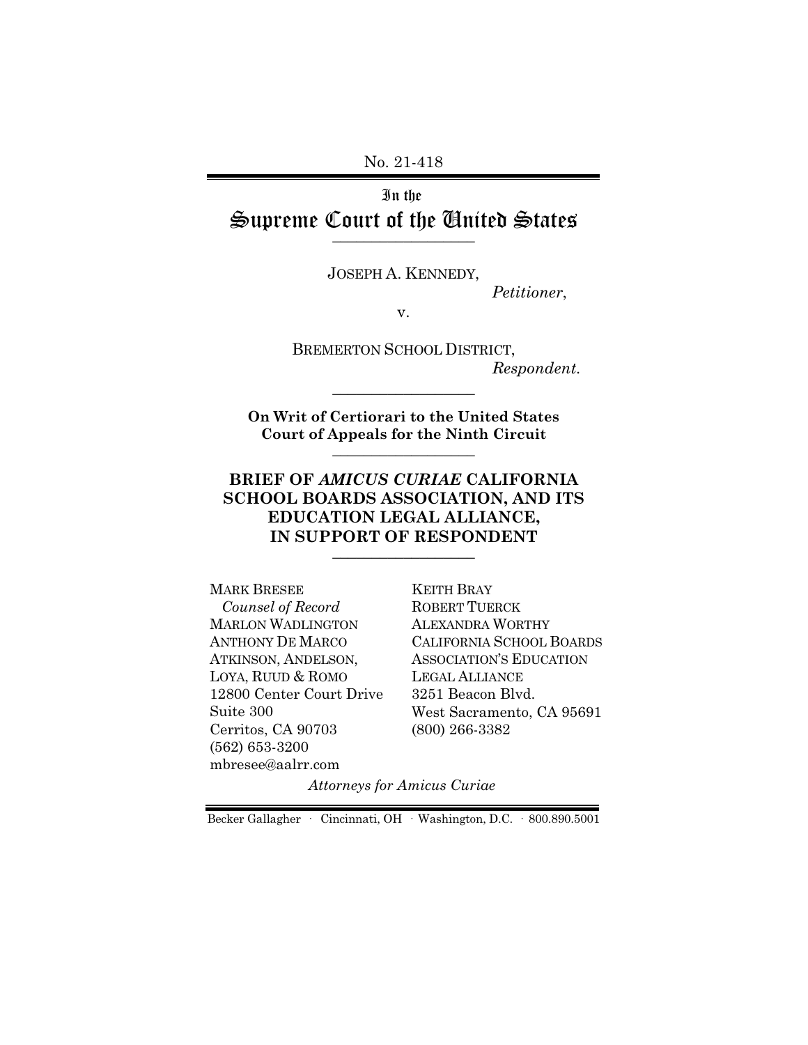No. 21-418

In the
# Supreme Court of the United States

JOSEPH A. KENNEDY,

*Petitioner*,

v.

BREMERTON SCHOOL DISTRICT,

*Respondent*.

**On Writ of Certiorari to the United States Court of Appeals for the Ninth Circuit**

## BRIEF OF *AMICUS CURIAE* CALIFORNIA SCHOOL BOARDS ASSOCIATION, AND ITS EDUCATION LEGAL ALLIANCE, IN SUPPORT OF RESPONDENT

MARK BRESEE
*Counsel of Record*
MARLON WADLINGTON
ANTHONY DE MARCO
ATKINSON, ANDELSON, LOYA, RUUD & ROMO
12800 Center Court Drive
Suite 300
Cerritos, CA 90703
(562) 653-3200
mbresee@aalrr.com

KEITH BRAY
ROBERT TUERCK
ALEXANDRA WORTHY
CALIFORNIA SCHOOL BOARDS ASSOCIATION'S EDUCATION LEGAL ALLIANCE
3251 Beacon Blvd.
West Sacramento, CA 95691
(800) 266-3382

*Attorneys for Amicus Curiae*

Becker Gallagher · Cincinnati, OH · Washington, D.C. · 800.890.5001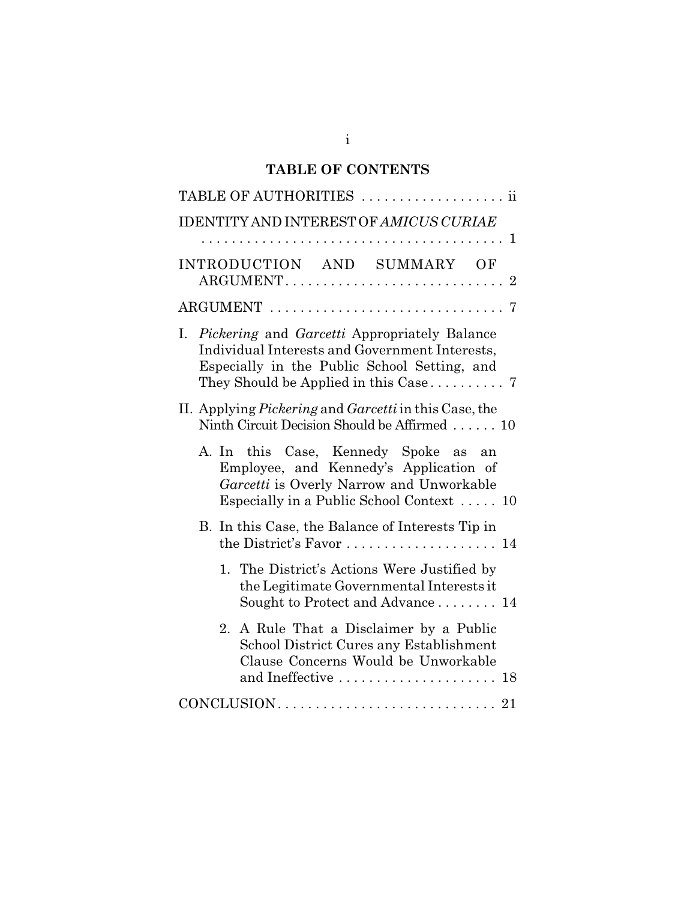# TABLE OF CONTENTS

TABLE OF AUTHORITIES . . . . . . . . . . . . . . . . . . . ii

IDENTITY AND INTEREST OF *AMICUS CURIAE* . . . . . . . . . . . . . . . . . . . . . . . . . . . . . . . . . . . . . . . . 1

INTRODUCTION AND SUMMARY OF ARGUMENT . . . . . . . . . . . . . . . . . . . . . . . . . . . . . 2

ARGUMENT . . . . . . . . . . . . . . . . . . . . . . . . . . . . . . . 7

I. *Pickering* and *Garcetti* Appropriately Balance Individual Interests and Government Interests, Especially in the Public School Setting, and They Should be Applied in this Case . . . . . . . . . . 7

II. Applying *Pickering* and *Garcetti* in this Case, the Ninth Circuit Decision Should be Affirmed . . . . . . 10

A. In this Case, Kennedy Spoke as an Employee, and Kennedy's Application of *Garcetti* is Overly Narrow and Unworkable Especially in a Public School Context . . . . . 10

B. In this Case, the Balance of Interests Tip in the District's Favor . . . . . . . . . . . . . . . . . . . . 14

1. The District's Actions Were Justified by the Legitimate Governmental Interests it Sought to Protect and Advance . . . . . . . . 14

2. A Rule That a Disclaimer by a Public School District Cures any Establishment Clause Concerns Would be Unworkable and Ineffective . . . . . . . . . . . . . . . . . . . . . 18

CONCLUSION . . . . . . . . . . . . . . . . . . . . . . . . . . . . . 21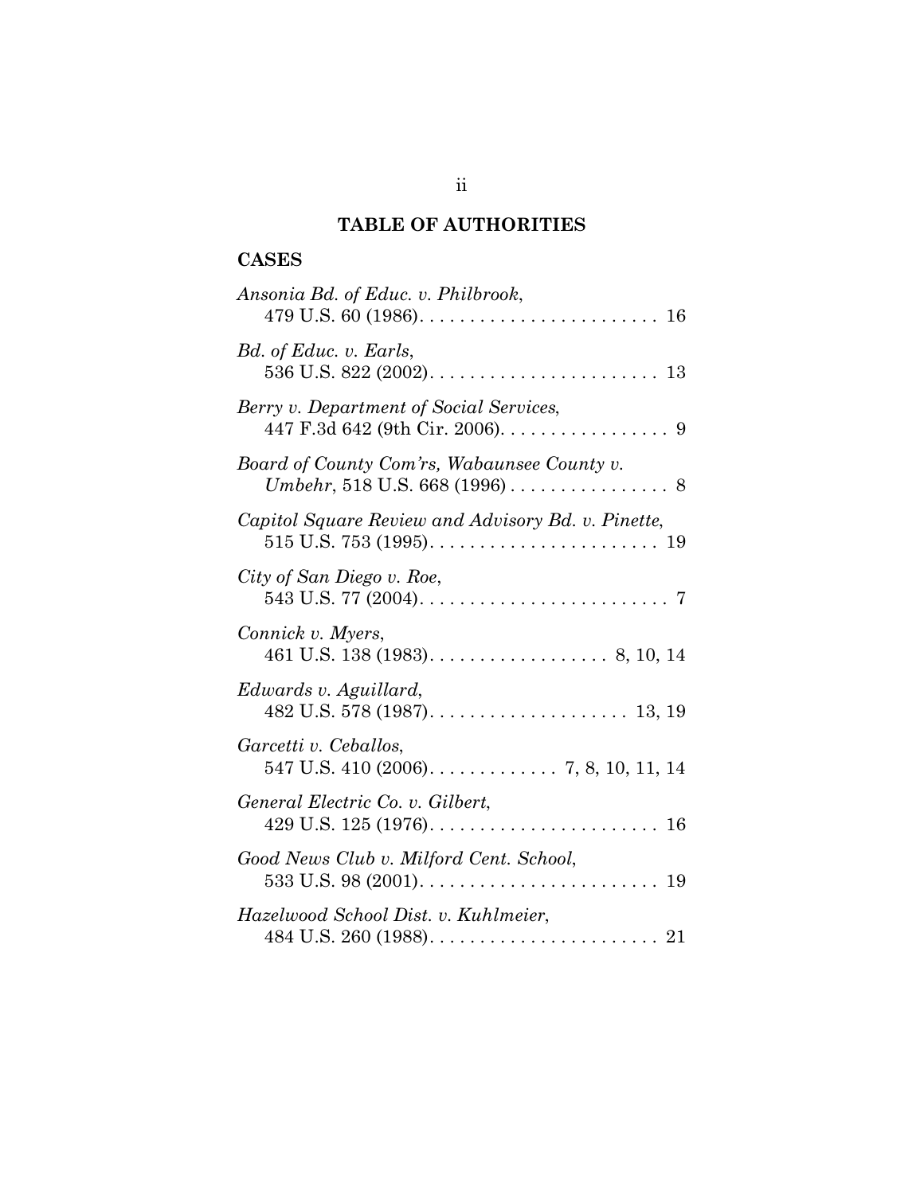## TABLE OF AUTHORITIES

### CASES

*Ansonia Bd. of Educ. v. Philbrook*, 479 U.S. 60 (1986). . . . . . . . . . . . . . . . . . . . . . . . 16

*Bd. of Educ. v. Earls*, 536 U.S. 822 (2002). . . . . . . . . . . . . . . . . . . . . . . 13

*Berry v. Department of Social Services*, 447 F.3d 642 (9th Cir. 2006). . . . . . . . . . . . . . . . . 9

*Board of County Com'rs, Wabaunsee County v. Umbehr*, 518 U.S. 668 (1996) . . . . . . . . . . . . . . . . 8

*Capitol Square Review and Advisory Bd. v. Pinette*, 515 U.S. 753 (1995). . . . . . . . . . . . . . . . . . . . . . . 19

*City of San Diego v. Roe*, 543 U.S. 77 (2004). . . . . . . . . . . . . . . . . . . . . . . . . 7

*Connick v. Myers*, 461 U.S. 138 (1983). . . . . . . . . . . . . . . . . . 8, 10, 14

*Edwards v. Aguillard*, 482 U.S. 578 (1987). . . . . . . . . . . . . . . . . . . . 13, 19

*Garcetti v. Ceballos*, 547 U.S. 410 (2006). . . . . . . . . . . . . 7, 8, 10, 11, 14

*General Electric Co. v. Gilbert*, 429 U.S. 125 (1976). . . . . . . . . . . . . . . . . . . . . . . 16

*Good News Club v. Milford Cent. School*, 533 U.S. 98 (2001). . . . . . . . . . . . . . . . . . . . . . . . 19

*Hazelwood School Dist. v. Kuhlmeier*, 484 U.S. 260 (1988). . . . . . . . . . . . . . . . . . . . . . . 21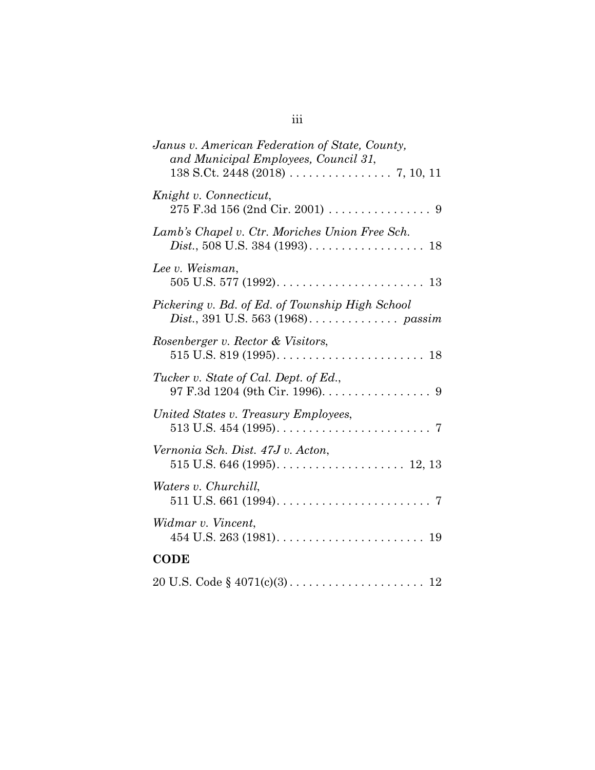*Janus v. American Federation of State, County, and Municipal Employees, Council 31*, 138 S.Ct. 2448 (2018) . . . . . . . . . . . . . . . . 7, 10, 11

*Knight v. Connecticut*, 275 F.3d 156 (2nd Cir. 2001) . . . . . . . . . . . . . . . . 9

*Lamb's Chapel v. Ctr. Moriches Union Free Sch. Dist.*, 508 U.S. 384 (1993). . . . . . . . . . . . . . . . . . 18

*Lee v. Weisman*, 505 U.S. 577 (1992). . . . . . . . . . . . . . . . . . . . . . . 13

*Pickering v. Bd. of Ed. of Township High School Dist.*, 391 U.S. 563 (1968). . . . . . . . . . . . . . *passim*

*Rosenberger v. Rector & Visitors*, 515 U.S. 819 (1995). . . . . . . . . . . . . . . . . . . . . . . 18

*Tucker v. State of Cal. Dept. of Ed.*, 97 F.3d 1204 (9th Cir. 1996). . . . . . . . . . . . . . . . . 9

*United States v. Treasury Employees*, 513 U.S. 454 (1995). . . . . . . . . . . . . . . . . . . . . . . . 7

*Vernonia Sch. Dist. 47J v. Acton*, 515 U.S. 646 (1995). . . . . . . . . . . . . . . . . . . . 12, 13

*Waters v. Churchill*, 511 U.S. 661 (1994). . . . . . . . . . . . . . . . . . . . . . . . 7

*Widmar v. Vincent*, 454 U.S. 263 (1981). . . . . . . . . . . . . . . . . . . . . . . 19

## CODE

20 U.S. Code § 4071(c)(3) . . . . . . . . . . . . . . . . . . . . 12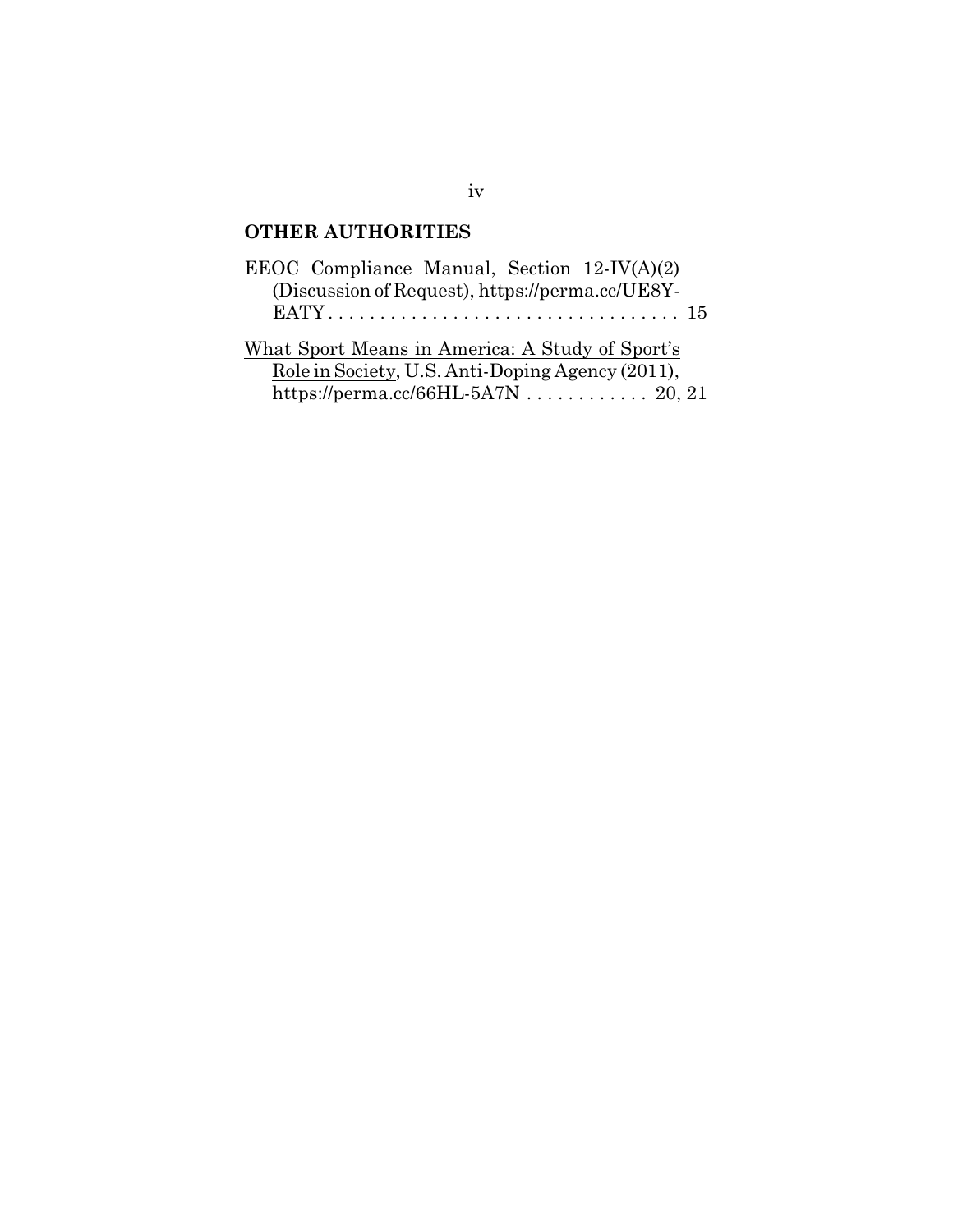## OTHER AUTHORITIES

EEOC Compliance Manual, Section 12-IV(A)(2) (Discussion of Request), https://perma.cc/UE8Y-EATY . . . . . . . . . . . . . . . . . . . . . . . . . . . . . . . . . . 15

What Sport Means in America: A Study of Sport's Role in Society, U.S. Anti-Doping Agency (2011), https://perma.cc/66HL-5A7N . . . . . . . . . . . . 20, 21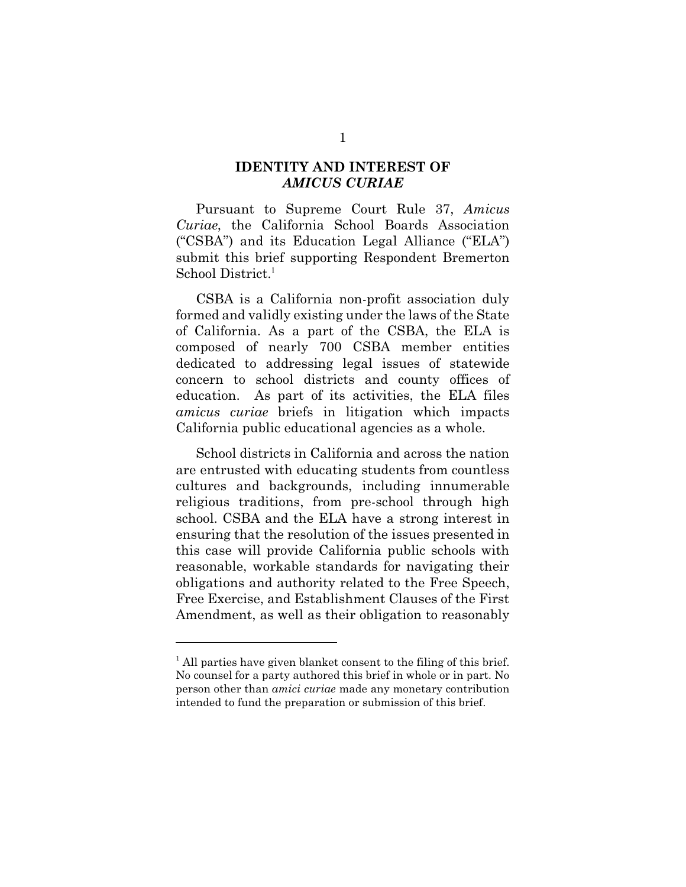## IDENTITY AND INTEREST OF *AMICUS CURIAE*

Pursuant to Supreme Court Rule 37, *Amicus Curiae*, the California School Boards Association ("CSBA") and its Education Legal Alliance ("ELA") submit this brief supporting Respondent Bremerton School District.[1]

CSBA is a California non-profit association duly formed and validly existing under the laws of the State of California. As a part of the CSBA, the ELA is composed of nearly 700 CSBA member entities dedicated to addressing legal issues of statewide concern to school districts and county offices of education. As part of its activities, the ELA files *amicus curiae* briefs in litigation which impacts California public educational agencies as a whole.

School districts in California and across the nation are entrusted with educating students from countless cultures and backgrounds, including innumerable religious traditions, from pre-school through high school. CSBA and the ELA have a strong interest in ensuring that the resolution of the issues presented in this case will provide California public schools with reasonable, workable standards for navigating their obligations and authority related to the Free Speech, Free Exercise, and Establishment Clauses of the First Amendment, as well as their obligation to reasonably

---

[1] All parties have given blanket consent to the filing of this brief. No counsel for a party authored this brief in whole or in part. No person other than *amici curiae* made any monetary contribution intended to fund the preparation or submission of this brief.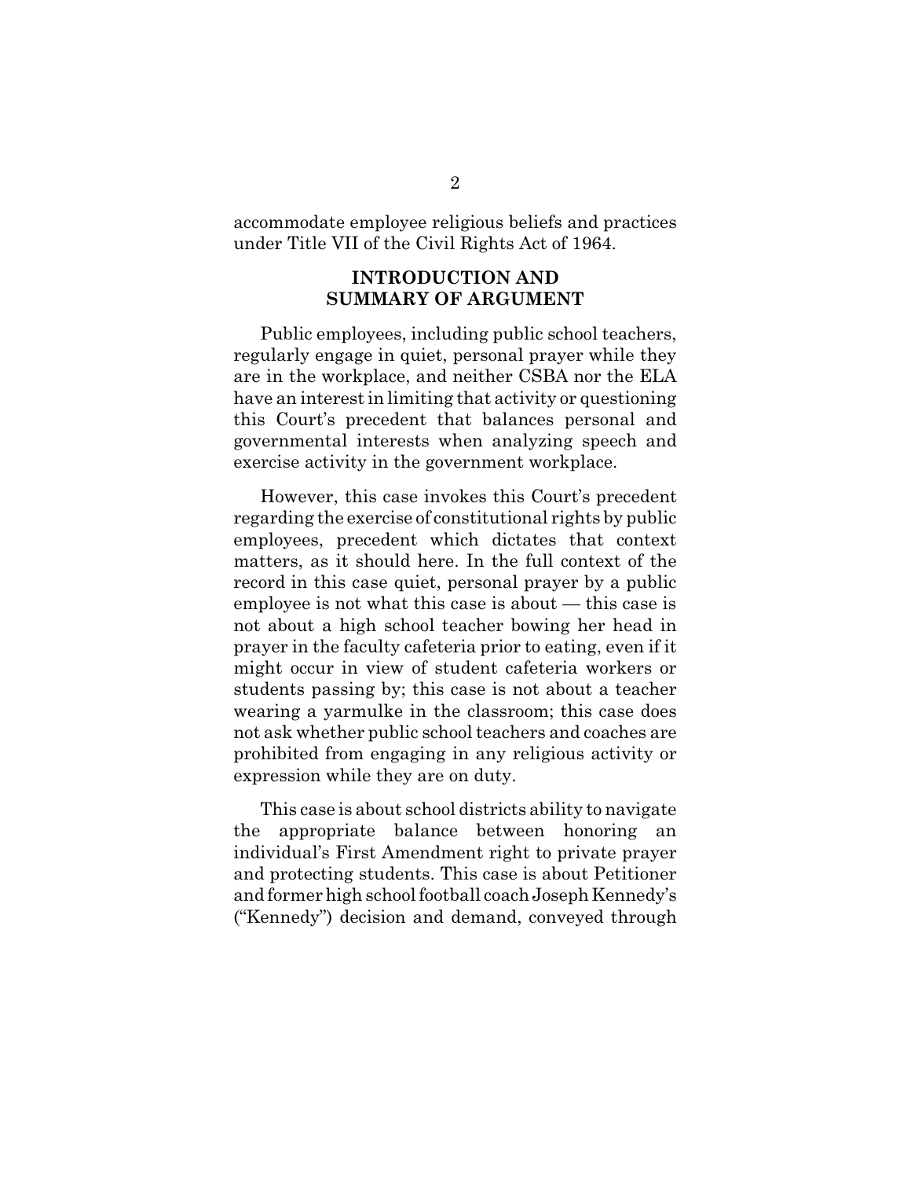accommodate employee religious beliefs and practices under Title VII of the Civil Rights Act of 1964.

## INTRODUCTION AND SUMMARY OF ARGUMENT

Public employees, including public school teachers, regularly engage in quiet, personal prayer while they are in the workplace, and neither CSBA nor the ELA have an interest in limiting that activity or questioning this Court's precedent that balances personal and governmental interests when analyzing speech and exercise activity in the government workplace.

However, this case invokes this Court's precedent regarding the exercise of constitutional rights by public employees, precedent which dictates that context matters, as it should here. In the full context of the record in this case quiet, personal prayer by a public employee is not what this case is about — this case is not about a high school teacher bowing her head in prayer in the faculty cafeteria prior to eating, even if it might occur in view of student cafeteria workers or students passing by; this case is not about a teacher wearing a yarmulke in the classroom; this case does not ask whether public school teachers and coaches are prohibited from engaging in any religious activity or expression while they are on duty.

This case is about school districts ability to navigate the appropriate balance between honoring an individual's First Amendment right to private prayer and protecting students. This case is about Petitioner and former high school football coach Joseph Kennedy's ("Kennedy") decision and demand, conveyed through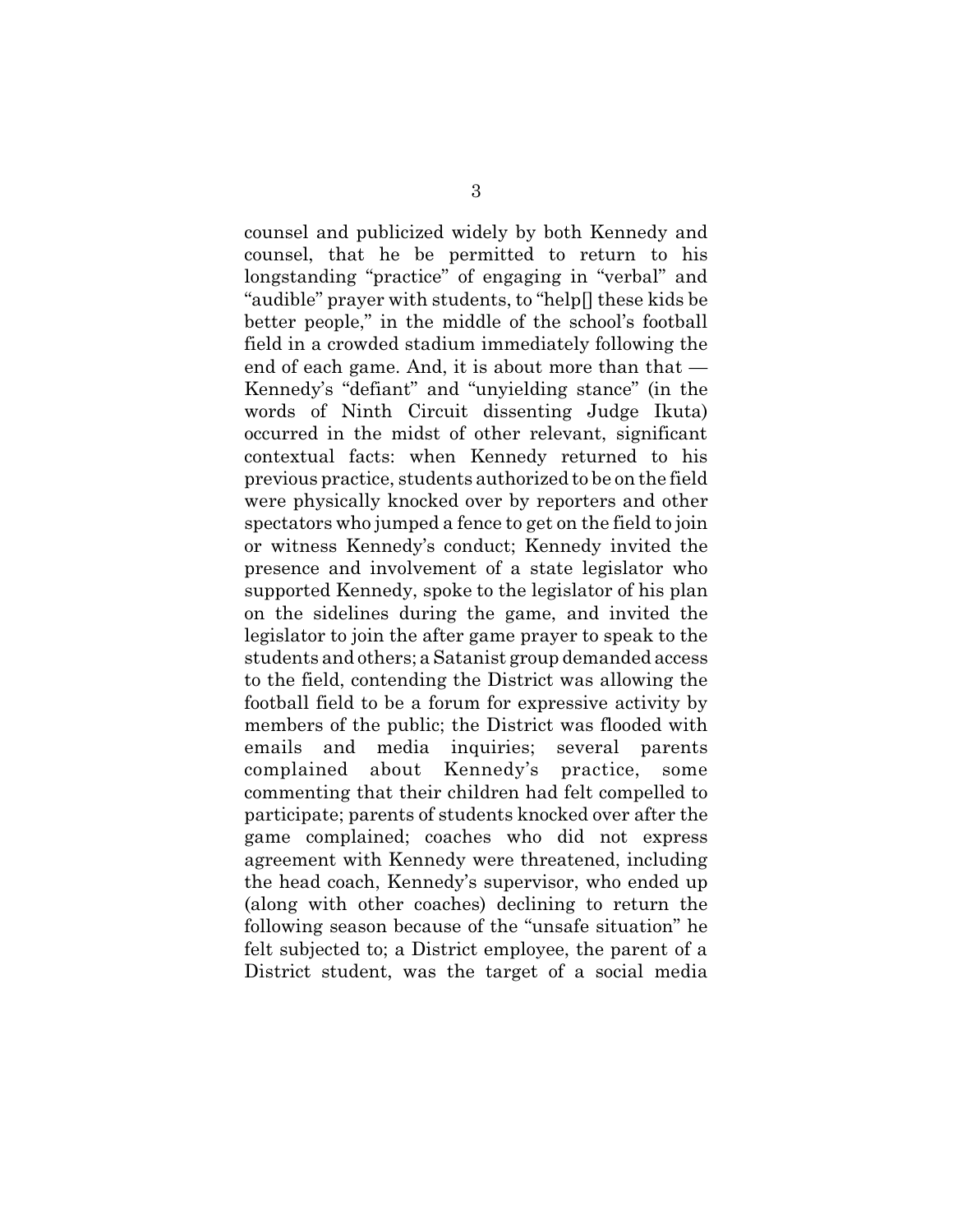counsel and publicized widely by both Kennedy and counsel, that he be permitted to return to his longstanding "practice" of engaging in "verbal" and "audible" prayer with students, to "help[] these kids be better people," in the middle of the school's football field in a crowded stadium immediately following the end of each game. And, it is about more than that — Kennedy's "defiant" and "unyielding stance" (in the words of Ninth Circuit dissenting Judge Ikuta) occurred in the midst of other relevant, significant contextual facts: when Kennedy returned to his previous practice, students authorized to be on the field were physically knocked over by reporters and other spectators who jumped a fence to get on the field to join or witness Kennedy's conduct; Kennedy invited the presence and involvement of a state legislator who supported Kennedy, spoke to the legislator of his plan on the sidelines during the game, and invited the legislator to join the after game prayer to speak to the students and others; a Satanist group demanded access to the field, contending the District was allowing the football field to be a forum for expressive activity by members of the public; the District was flooded with emails and media inquiries; several parents complained about Kennedy's practice, some commenting that their children had felt compelled to participate; parents of students knocked over after the game complained; coaches who did not express agreement with Kennedy were threatened, including the head coach, Kennedy's supervisor, who ended up (along with other coaches) declining to return the following season because of the "unsafe situation" he felt subjected to; a District employee, the parent of a District student, was the target of a social media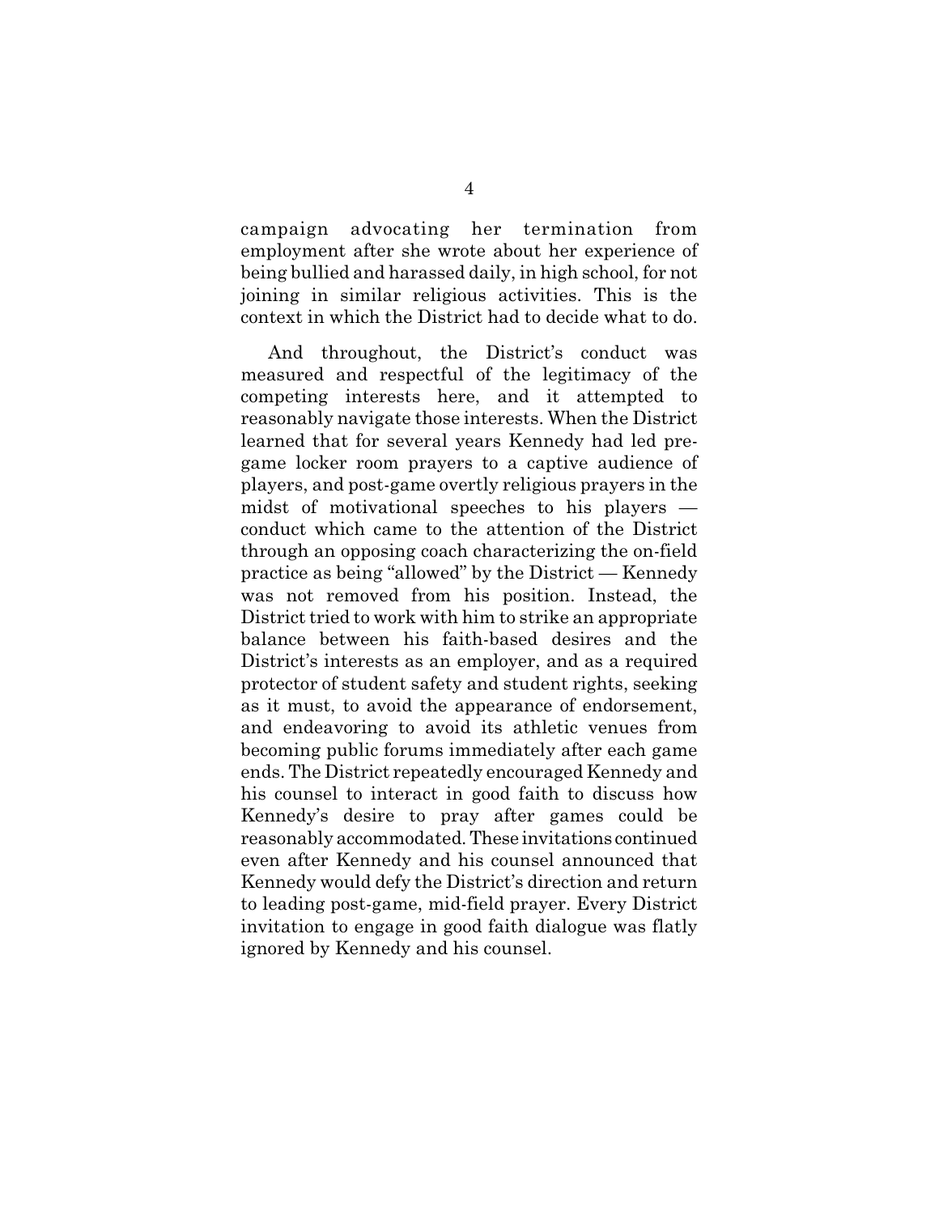campaign advocating her termination from employment after she wrote about her experience of being bullied and harassed daily, in high school, for not joining in similar religious activities. This is the context in which the District had to decide what to do.

And throughout, the District's conduct was measured and respectful of the legitimacy of the competing interests here, and it attempted to reasonably navigate those interests. When the District learned that for several years Kennedy had led pre-game locker room prayers to a captive audience of players, and post-game overtly religious prayers in the midst of motivational speeches to his players — conduct which came to the attention of the District through an opposing coach characterizing the on-field practice as being "allowed" by the District — Kennedy was not removed from his position. Instead, the District tried to work with him to strike an appropriate balance between his faith-based desires and the District's interests as an employer, and as a required protector of student safety and student rights, seeking as it must, to avoid the appearance of endorsement, and endeavoring to avoid its athletic venues from becoming public forums immediately after each game ends. The District repeatedly encouraged Kennedy and his counsel to interact in good faith to discuss how Kennedy's desire to pray after games could be reasonably accommodated. These invitations continued even after Kennedy and his counsel announced that Kennedy would defy the District's direction and return to leading post-game, mid-field prayer. Every District invitation to engage in good faith dialogue was flatly ignored by Kennedy and his counsel.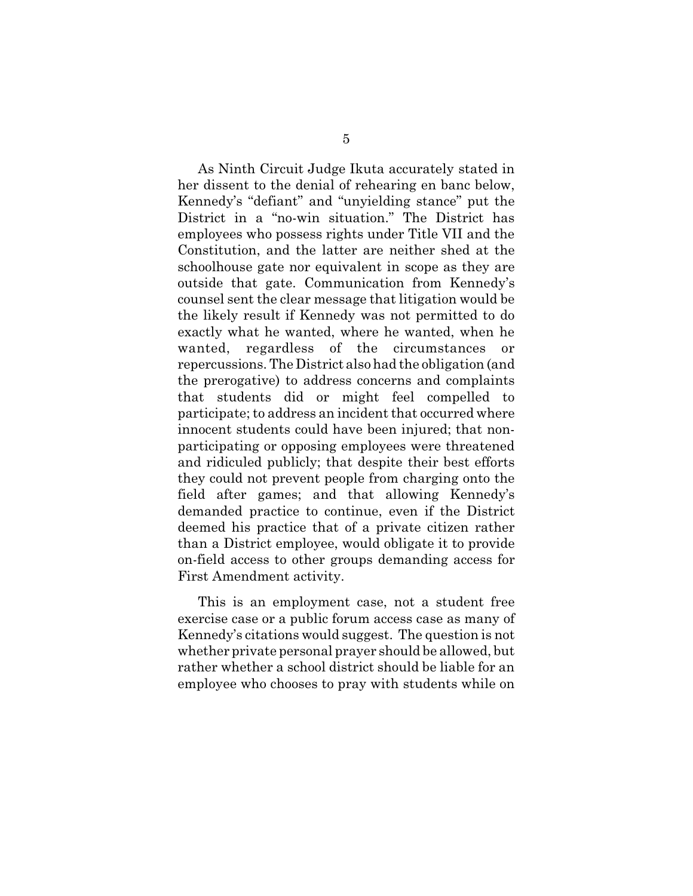As Ninth Circuit Judge Ikuta accurately stated in her dissent to the denial of rehearing en banc below, Kennedy's "defiant" and "unyielding stance" put the District in a "no-win situation." The District has employees who possess rights under Title VII and the Constitution, and the latter are neither shed at the schoolhouse gate nor equivalent in scope as they are outside that gate. Communication from Kennedy's counsel sent the clear message that litigation would be the likely result if Kennedy was not permitted to do exactly what he wanted, where he wanted, when he wanted, regardless of the circumstances or repercussions. The District also had the obligation (and the prerogative) to address concerns and complaints that students did or might feel compelled to participate; to address an incident that occurred where innocent students could have been injured; that non-participating or opposing employees were threatened and ridiculed publicly; that despite their best efforts they could not prevent people from charging onto the field after games; and that allowing Kennedy's demanded practice to continue, even if the District deemed his practice that of a private citizen rather than a District employee, would obligate it to provide on-field access to other groups demanding access for First Amendment activity.

This is an employment case, not a student free exercise case or a public forum access case as many of Kennedy's citations would suggest. The question is not whether private personal prayer should be allowed, but rather whether a school district should be liable for an employee who chooses to pray with students while on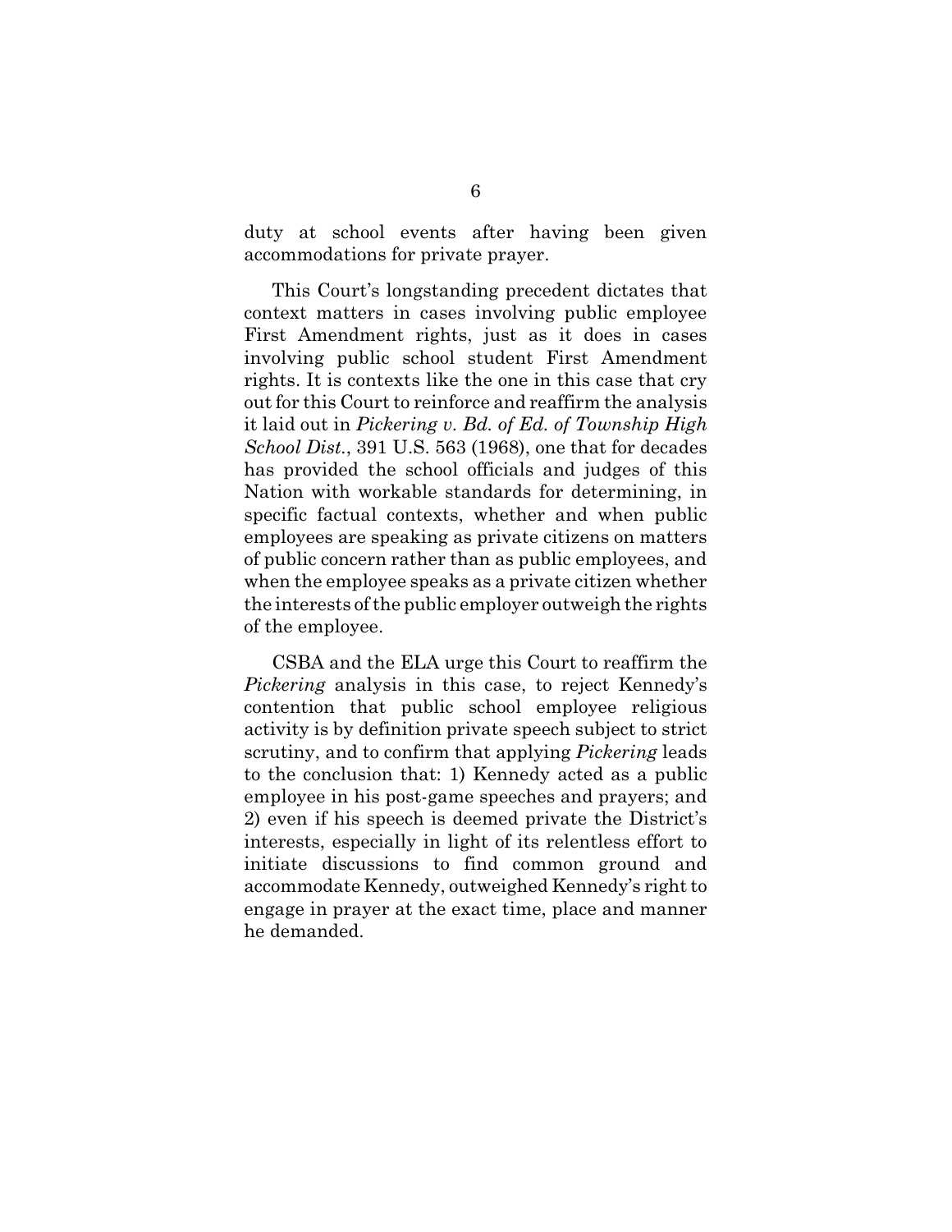duty at school events after having been given accommodations for private prayer.

This Court's longstanding precedent dictates that context matters in cases involving public employee First Amendment rights, just as it does in cases involving public school student First Amendment rights. It is contexts like the one in this case that cry out for this Court to reinforce and reaffirm the analysis it laid out in *Pickering v. Bd. of Ed. of Township High School Dist.*, 391 U.S. 563 (1968), one that for decades has provided the school officials and judges of this Nation with workable standards for determining, in specific factual contexts, whether and when public employees are speaking as private citizens on matters of public concern rather than as public employees, and when the employee speaks as a private citizen whether the interests of the public employer outweigh the rights of the employee.

CSBA and the ELA urge this Court to reaffirm the *Pickering* analysis in this case, to reject Kennedy's contention that public school employee religious activity is by definition private speech subject to strict scrutiny, and to confirm that applying *Pickering* leads to the conclusion that: 1) Kennedy acted as a public employee in his post-game speeches and prayers; and 2) even if his speech is deemed private the District's interests, especially in light of its relentless effort to initiate discussions to find common ground and accommodate Kennedy, outweighed Kennedy's right to engage in prayer at the exact time, place and manner he demanded.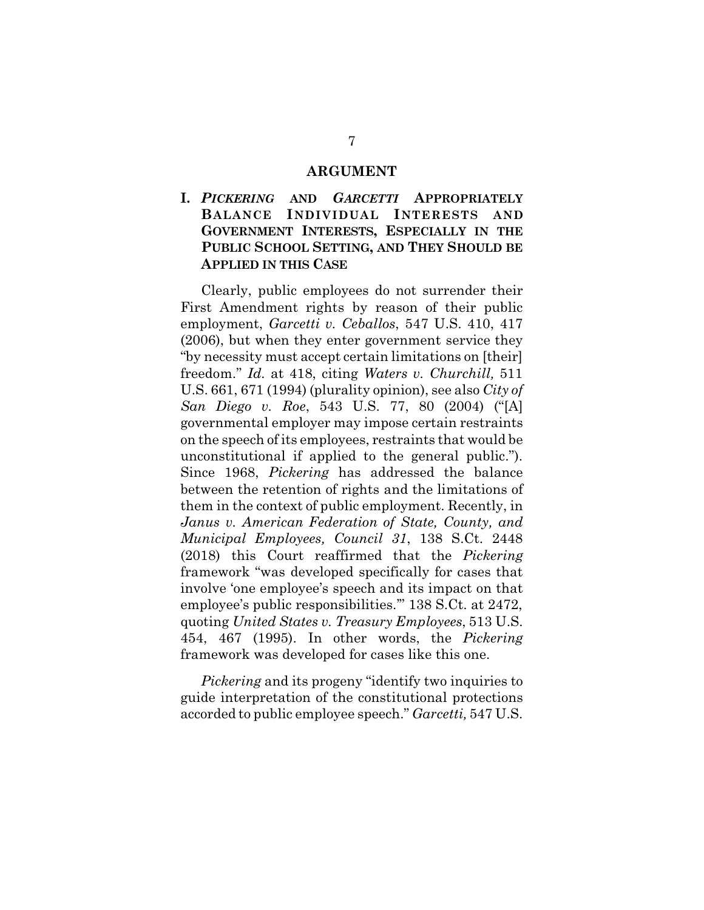## ARGUMENT

### I. *PICKERING* AND *GARCETTI* APPROPRIATELY BALANCE INDIVIDUAL INTERESTS AND GOVERNMENT INTERESTS, ESPECIALLY IN THE PUBLIC SCHOOL SETTING, AND THEY SHOULD BE APPLIED IN THIS CASE

Clearly, public employees do not surrender their First Amendment rights by reason of their public employment, *Garcetti v. Ceballos*, 547 U.S. 410, 417 (2006), but when they enter government service they "by necessity must accept certain limitations on [their] freedom." *Id.* at 418, citing *Waters v. Churchill,* 511 U.S. 661, 671 (1994) (plurality opinion), see also *City of San Diego v. Roe*, 543 U.S. 77, 80 (2004) ("[A] governmental employer may impose certain restraints on the speech of its employees, restraints that would be unconstitutional if applied to the general public."). Since 1968, *Pickering* has addressed the balance between the retention of rights and the limitations of them in the context of public employment. Recently, in *Janus v. American Federation of State, County, and Municipal Employees, Council 31*, 138 S.Ct. 2448 (2018) this Court reaffirmed that the *Pickering* framework "was developed specifically for cases that involve 'one employee's speech and its impact on that employee's public responsibilities.'" 138 S.Ct. at 2472, quoting *United States v. Treasury Employees*, 513 U.S. 454, 467 (1995). In other words, the *Pickering* framework was developed for cases like this one.

*Pickering* and its progeny "identify two inquiries to guide interpretation of the constitutional protections accorded to public employee speech." *Garcetti,* 547 U.S.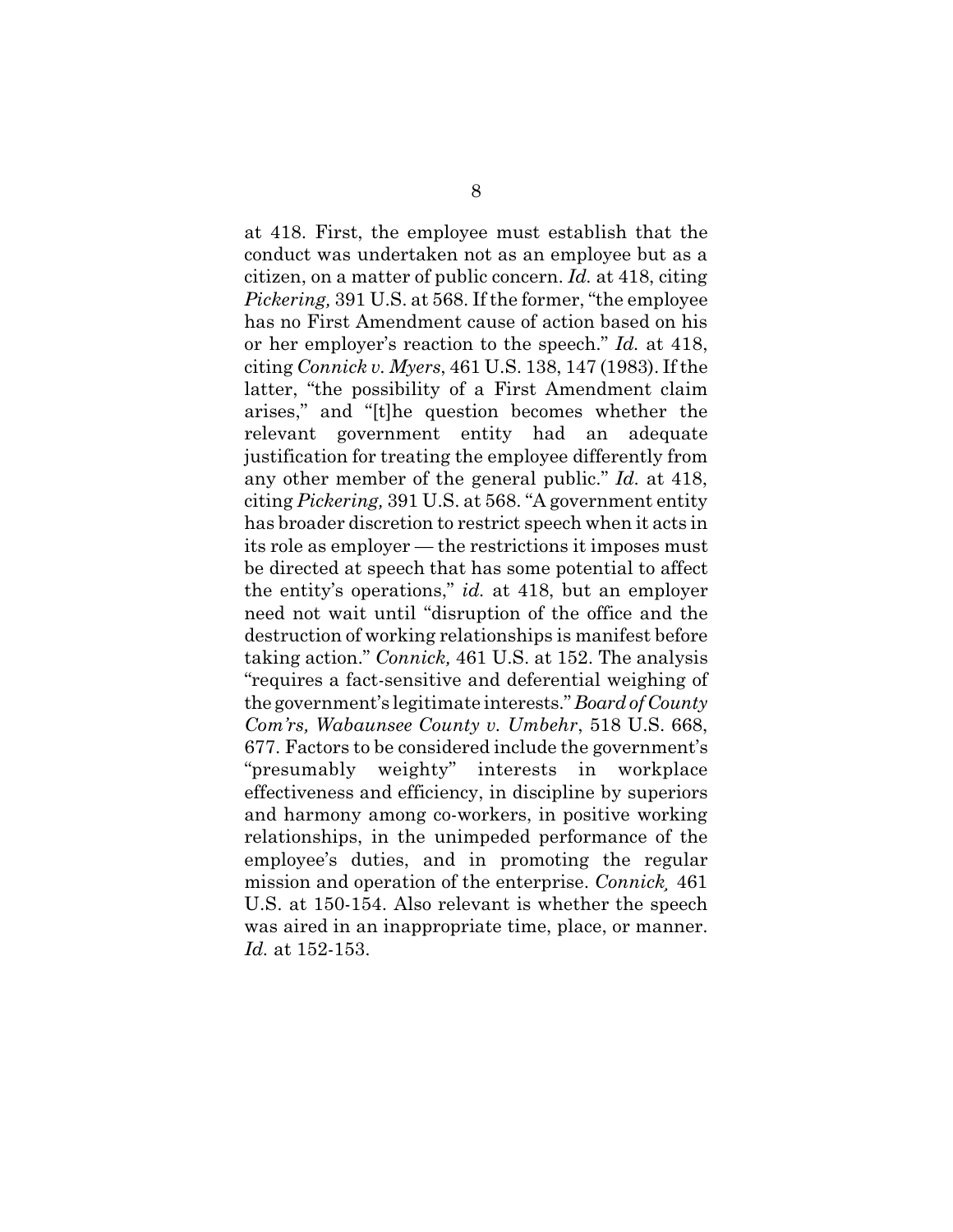at 418. First, the employee must establish that the conduct was undertaken not as an employee but as a citizen, on a matter of public concern. *Id.* at 418, citing *Pickering,* 391 U.S. at 568. If the former, "the employee has no First Amendment cause of action based on his or her employer's reaction to the speech." *Id.* at 418, citing *Connick v. Myers*, 461 U.S. 138, 147 (1983). If the latter, "the possibility of a First Amendment claim arises," and "[t]he question becomes whether the relevant government entity had an adequate justification for treating the employee differently from any other member of the general public." *Id.* at 418, citing *Pickering,* 391 U.S. at 568. "A government entity has broader discretion to restrict speech when it acts in its role as employer — the restrictions it imposes must be directed at speech that has some potential to affect the entity's operations," *id.* at 418, but an employer need not wait until "disruption of the office and the destruction of working relationships is manifest before taking action." *Connick,* 461 U.S. at 152. The analysis "requires a fact-sensitive and deferential weighing of the government's legitimate interests." *Board of County Com'rs, Wabaunsee County v. Umbehr*, 518 U.S. 668, 677. Factors to be considered include the government's "presumably weighty" interests in workplace effectiveness and efficiency, in discipline by superiors and harmony among co-workers, in positive working relationships, in the unimpeded performance of the employee's duties, and in promoting the regular mission and operation of the enterprise. *Connick,* 461 U.S. at 150-154. Also relevant is whether the speech was aired in an inappropriate time, place, or manner. *Id.* at 152-153.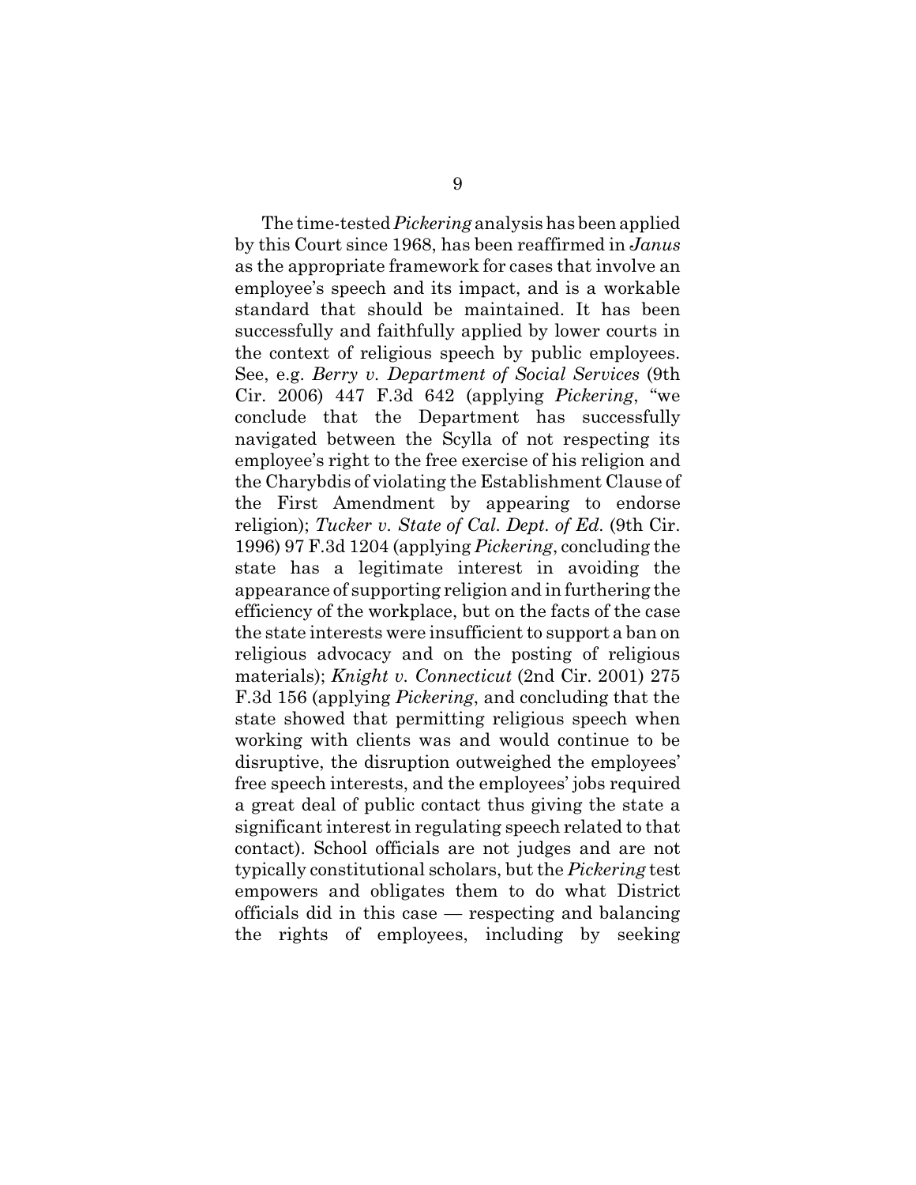The time-tested *Pickering* analysis has been applied by this Court since 1968, has been reaffirmed in *Janus* as the appropriate framework for cases that involve an employee's speech and its impact, and is a workable standard that should be maintained. It has been successfully and faithfully applied by lower courts in the context of religious speech by public employees. See, e.g. *Berry v. Department of Social Services* (9th Cir. 2006) 447 F.3d 642 (applying *Pickering*, "we conclude that the Department has successfully navigated between the Scylla of not respecting its employee's right to the free exercise of his religion and the Charybdis of violating the Establishment Clause of the First Amendment by appearing to endorse religion); *Tucker v. State of Cal. Dept. of Ed.* (9th Cir. 1996) 97 F.3d 1204 (applying *Pickering*, concluding the state has a legitimate interest in avoiding the appearance of supporting religion and in furthering the efficiency of the workplace, but on the facts of the case the state interests were insufficient to support a ban on religious advocacy and on the posting of religious materials); *Knight v. Connecticut* (2nd Cir. 2001) 275 F.3d 156 (applying *Pickering*, and concluding that the state showed that permitting religious speech when working with clients was and would continue to be disruptive, the disruption outweighed the employees' free speech interests, and the employees' jobs required a great deal of public contact thus giving the state a significant interest in regulating speech related to that contact). School officials are not judges and are not typically constitutional scholars, but the *Pickering* test empowers and obligates them to do what District officials did in this case — respecting and balancing the rights of employees, including by seeking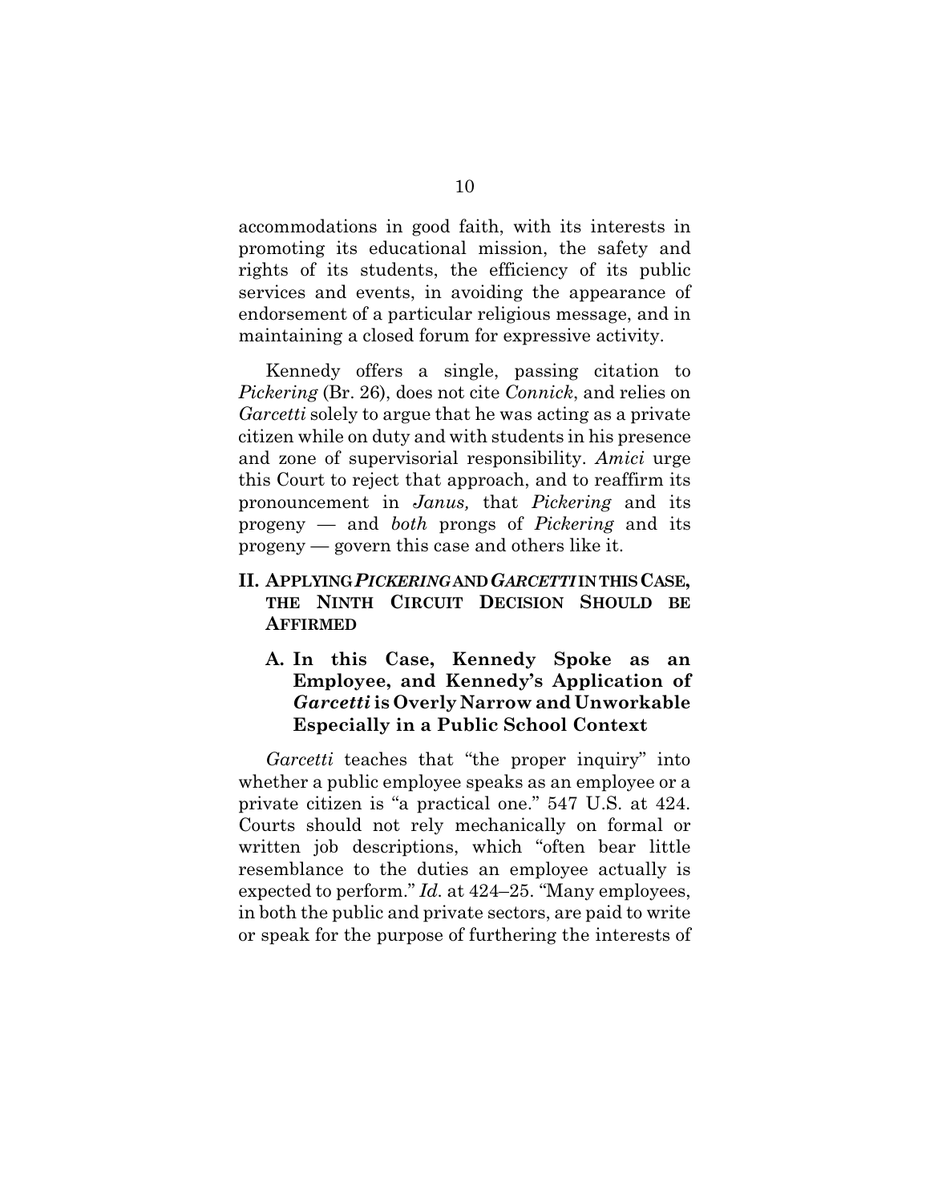accommodations in good faith, with its interests in promoting its educational mission, the safety and rights of its students, the efficiency of its public services and events, in avoiding the appearance of endorsement of a particular religious message, and in maintaining a closed forum for expressive activity.

Kennedy offers a single, passing citation to *Pickering* (Br. 26), does not cite *Connick*, and relies on *Garcetti* solely to argue that he was acting as a private citizen while on duty and with students in his presence and zone of supervisorial responsibility. *Amici* urge this Court to reject that approach, and to reaffirm its pronouncement in *Janus,* that *Pickering* and its progeny — and *both* prongs of *Pickering* and its progeny — govern this case and others like it.

## II. APPLYING *PICKERING* AND *GARCETTI* IN THIS CASE, THE NINTH CIRCUIT DECISION SHOULD BE AFFIRMED

### A. In this Case, Kennedy Spoke as an Employee, and Kennedy's Application of *Garcetti* is Overly Narrow and Unworkable Especially in a Public School Context

*Garcetti* teaches that "the proper inquiry" into whether a public employee speaks as an employee or a private citizen is "a practical one." 547 U.S. at 424. Courts should not rely mechanically on formal or written job descriptions, which "often bear little resemblance to the duties an employee actually is expected to perform." *Id.* at 424–25. "Many employees, in both the public and private sectors, are paid to write or speak for the purpose of furthering the interests of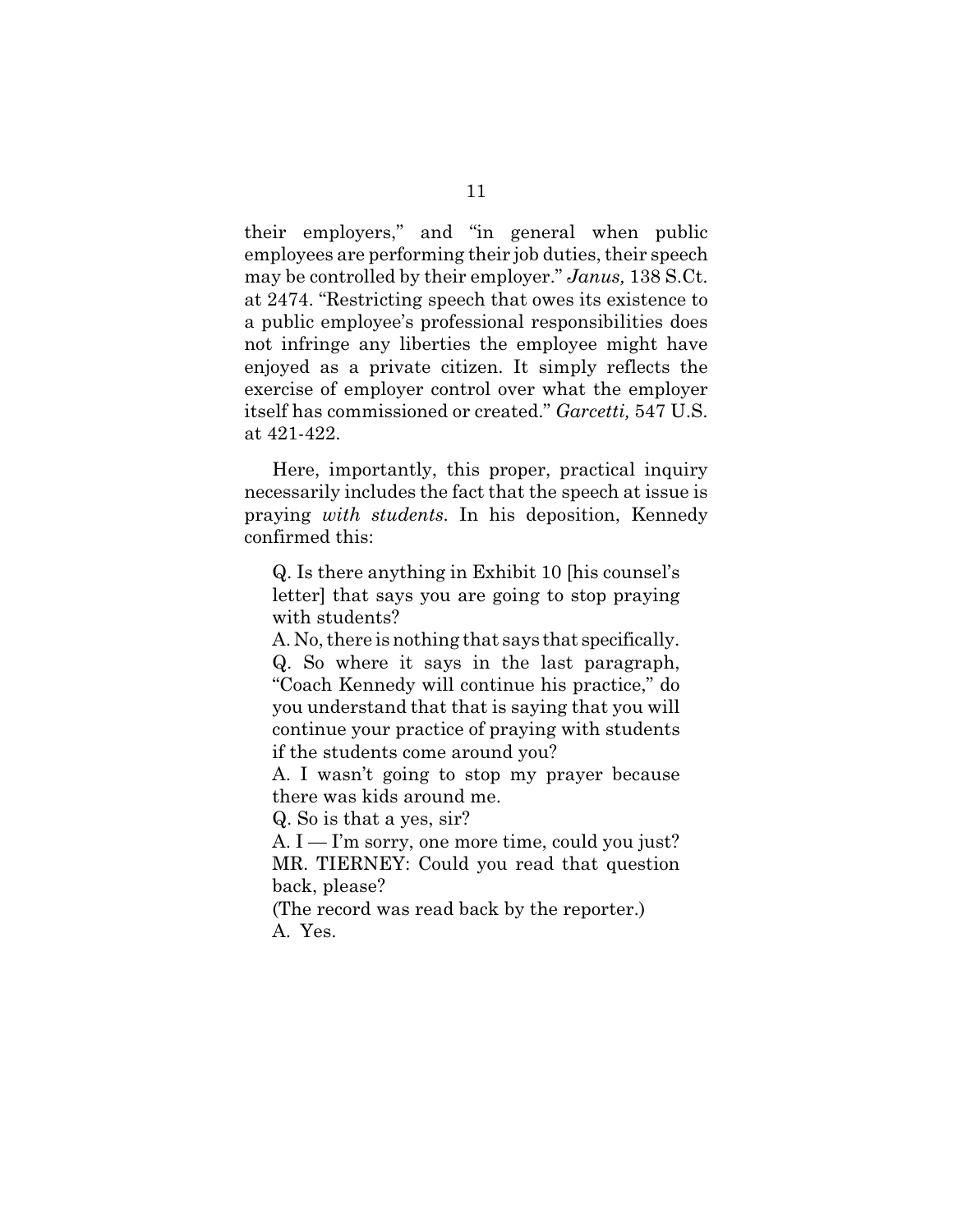their employers," and "in general when public employees are performing their job duties, their speech may be controlled by their employer." *Janus,* 138 S.Ct. at 2474. "Restricting speech that owes its existence to a public employee's professional responsibilities does not infringe any liberties the employee might have enjoyed as a private citizen. It simply reflects the exercise of employer control over what the employer itself has commissioned or created." *Garcetti,* 547 U.S. at 421-422.

Here, importantly, this proper, practical inquiry necessarily includes the fact that the speech at issue is praying *with students*. In his deposition, Kennedy confirmed this:

> Q. Is there anything in Exhibit 10 [his counsel's letter] that says you are going to stop praying with students?
> A. No, there is nothing that says that specifically.
> Q. So where it says in the last paragraph, "Coach Kennedy will continue his practice," do you understand that that is saying that you will continue your practice of praying with students if the students come around you?
> A. I wasn't going to stop my prayer because there was kids around me.
> Q. So is that a yes, sir?
> A. I — I'm sorry, one more time, could you just?
> MR. TIERNEY: Could you read that question back, please?
> (The record was read back by the reporter.)
> A. Yes.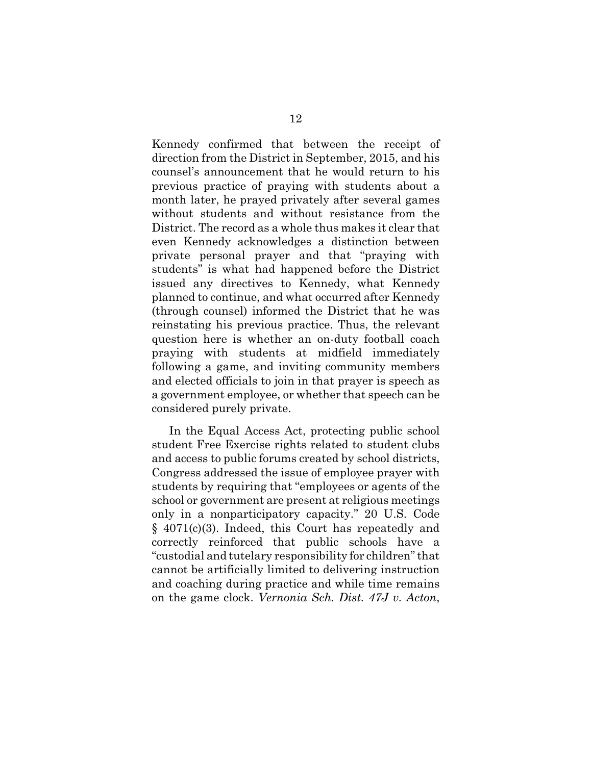Kennedy confirmed that between the receipt of direction from the District in September, 2015, and his counsel's announcement that he would return to his previous practice of praying with students about a month later, he prayed privately after several games without students and without resistance from the District. The record as a whole thus makes it clear that even Kennedy acknowledges a distinction between private personal prayer and that "praying with students" is what had happened before the District issued any directives to Kennedy, what Kennedy planned to continue, and what occurred after Kennedy (through counsel) informed the District that he was reinstating his previous practice. Thus, the relevant question here is whether an on-duty football coach praying with students at midfield immediately following a game, and inviting community members and elected officials to join in that prayer is speech as a government employee, or whether that speech can be considered purely private.

In the Equal Access Act, protecting public school student Free Exercise rights related to student clubs and access to public forums created by school districts, Congress addressed the issue of employee prayer with students by requiring that "employees or agents of the school or government are present at religious meetings only in a nonparticipatory capacity." 20 U.S. Code § 4071(c)(3). Indeed, this Court has repeatedly and correctly reinforced that public schools have a "custodial and tutelary responsibility for children" that cannot be artificially limited to delivering instruction and coaching during practice and while time remains on the game clock. *Vernonia Sch. Dist. 47J v. Acton*,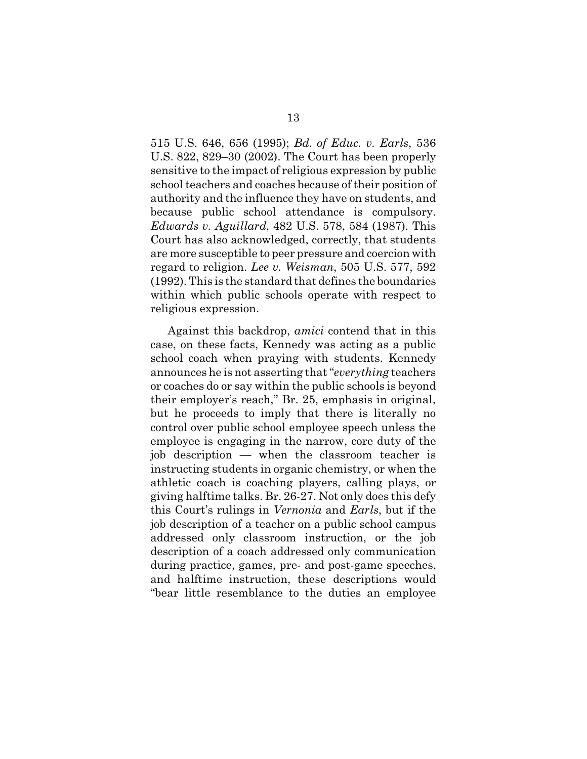515 U.S. 646, 656 (1995); *Bd. of Educ. v. Earls*, 536 U.S. 822, 829–30 (2002). The Court has been properly sensitive to the impact of religious expression by public school teachers and coaches because of their position of authority and the influence they have on students, and because public school attendance is compulsory. *Edwards v. Aguillard*, 482 U.S. 578, 584 (1987). This Court has also acknowledged, correctly, that students are more susceptible to peer pressure and coercion with regard to religion. *Lee v. Weisman*, 505 U.S. 577, 592 (1992). This is the standard that defines the boundaries within which public schools operate with respect to religious expression.

Against this backdrop, *amici* contend that in this case, on these facts, Kennedy was acting as a public school coach when praying with students. Kennedy announces he is not asserting that "*everything* teachers or coaches do or say within the public schools is beyond their employer's reach," Br. 25, emphasis in original, but he proceeds to imply that there is literally no control over public school employee speech unless the employee is engaging in the narrow, core duty of the job description — when the classroom teacher is instructing students in organic chemistry, or when the athletic coach is coaching players, calling plays, or giving halftime talks. Br. 26-27. Not only does this defy this Court's rulings in *Vernonia* and *Earls*, but if the job description of a teacher on a public school campus addressed only classroom instruction, or the job description of a coach addressed only communication during practice, games, pre- and post-game speeches, and halftime instruction, these descriptions would "bear little resemblance to the duties an employee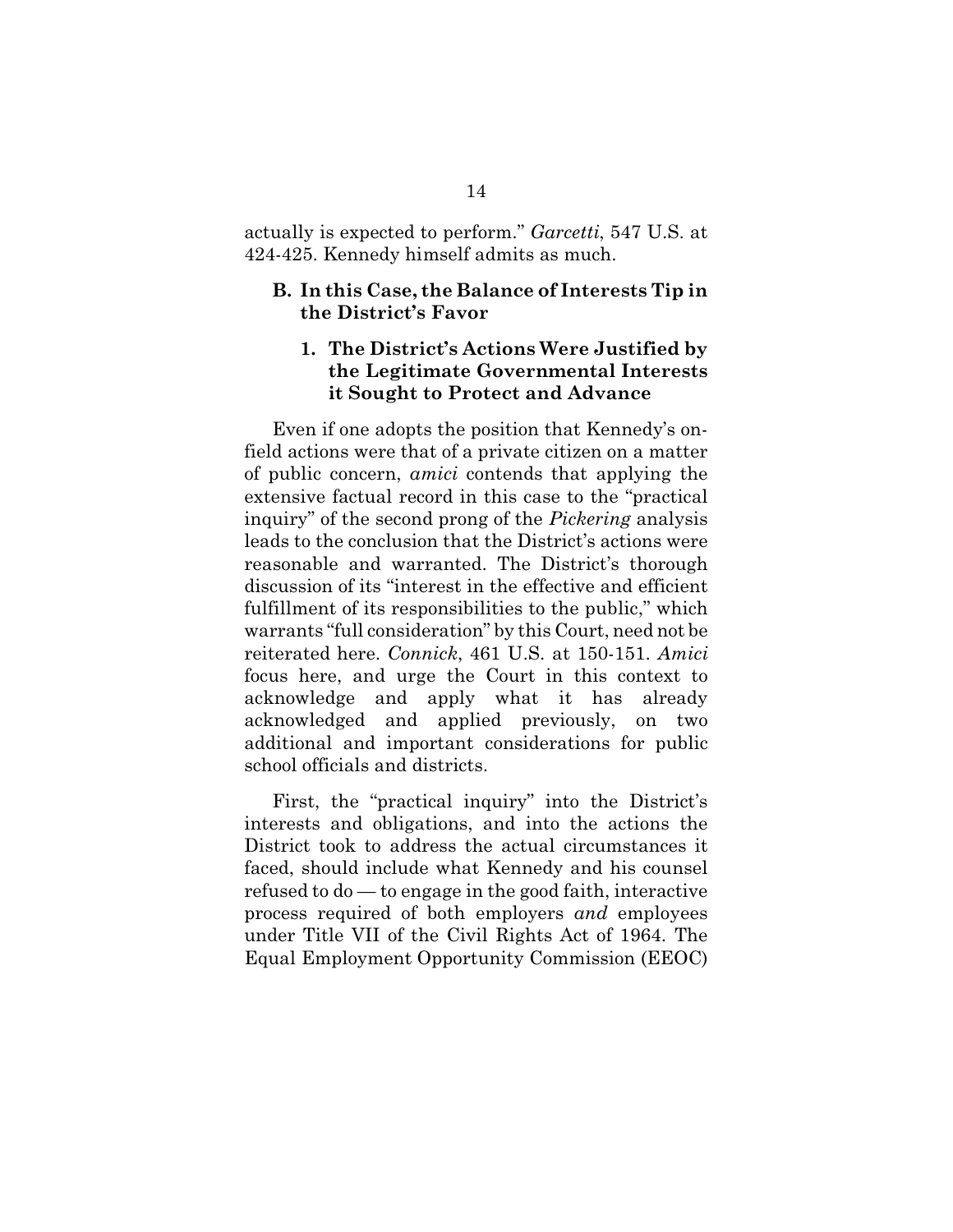actually is expected to perform." *Garcetti*, 547 U.S. at 424-425. Kennedy himself admits as much.

## B. In this Case, the Balance of Interests Tip in the District's Favor

### 1. The District's Actions Were Justified by the Legitimate Governmental Interests it Sought to Protect and Advance

Even if one adopts the position that Kennedy's on-field actions were that of a private citizen on a matter of public concern, *amici* contends that applying the extensive factual record in this case to the "practical inquiry" of the second prong of the *Pickering* analysis leads to the conclusion that the District's actions were reasonable and warranted. The District's thorough discussion of its "interest in the effective and efficient fulfillment of its responsibilities to the public," which warrants "full consideration" by this Court, need not be reiterated here. *Connick*, 461 U.S. at 150-151. *Amici* focus here, and urge the Court in this context to acknowledge and apply what it has already acknowledged and applied previously, on two additional and important considerations for public school officials and districts.

First, the "practical inquiry" into the District's interests and obligations, and into the actions the District took to address the actual circumstances it faced, should include what Kennedy and his counsel refused to do — to engage in the good faith, interactive process required of both employers *and* employees under Title VII of the Civil Rights Act of 1964. The Equal Employment Opportunity Commission (EEOC)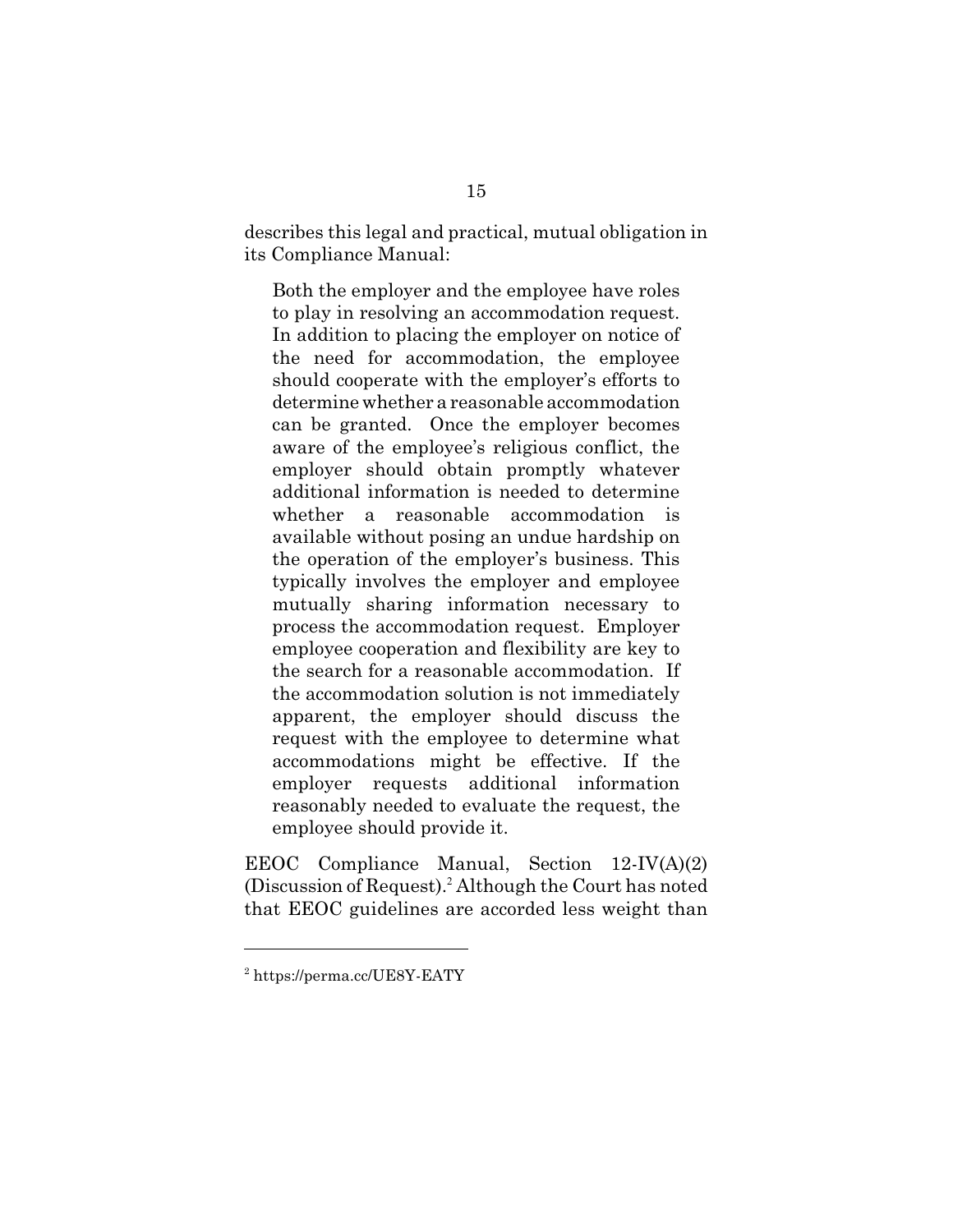describes this legal and practical, mutual obligation in its Compliance Manual:

> Both the employer and the employee have roles to play in resolving an accommodation request. In addition to placing the employer on notice of the need for accommodation, the employee should cooperate with the employer's efforts to determine whether a reasonable accommodation can be granted. Once the employer becomes aware of the employee's religious conflict, the employer should obtain promptly whatever additional information is needed to determine whether a reasonable accommodation is available without posing an undue hardship on the operation of the employer's business. This typically involves the employer and employee mutually sharing information necessary to process the accommodation request. Employer employee cooperation and flexibility are key to the search for a reasonable accommodation. If the accommodation solution is not immediately apparent, the employer should discuss the request with the employee to determine what accommodations might be effective. If the employer requests additional information reasonably needed to evaluate the request, the employee should provide it.

EEOC Compliance Manual, Section 12-IV(A)(2) (Discussion of Request).[2] Although the Court has noted that EEOC guidelines are accorded less weight than

---

[2] https://perma.cc/UE8Y-EATY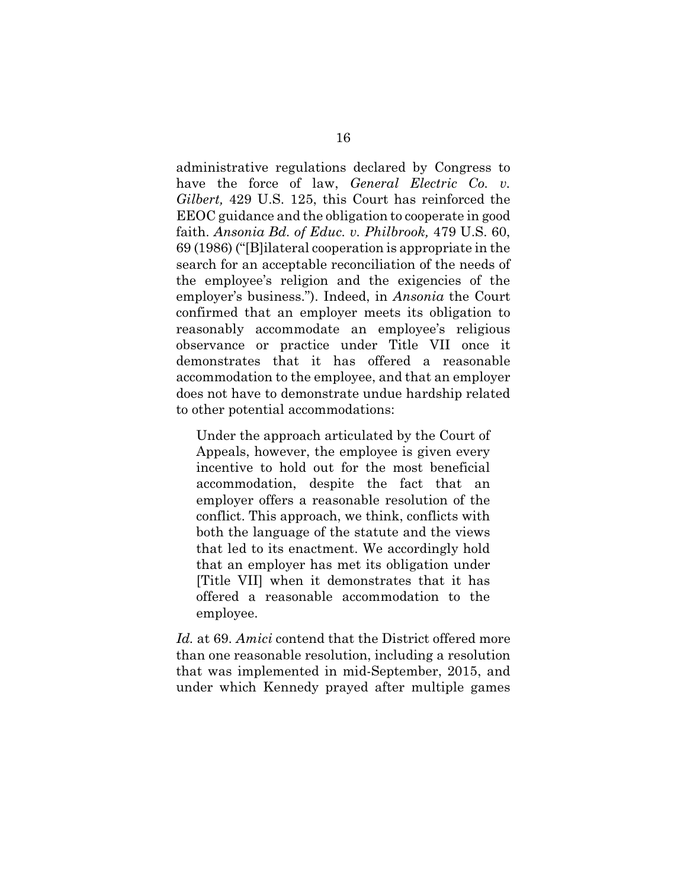administrative regulations declared by Congress to have the force of law, *General Electric Co. v. Gilbert,* 429 U.S. 125, this Court has reinforced the EEOC guidance and the obligation to cooperate in good faith. *Ansonia Bd. of Educ. v. Philbrook,* 479 U.S. 60, 69 (1986) ("[B]ilateral cooperation is appropriate in the search for an acceptable reconciliation of the needs of the employee's religion and the exigencies of the employer's business."). Indeed, in *Ansonia* the Court confirmed that an employer meets its obligation to reasonably accommodate an employee's religious observance or practice under Title VII once it demonstrates that it has offered a reasonable accommodation to the employee, and that an employer does not have to demonstrate undue hardship related to other potential accommodations:

> Under the approach articulated by the Court of Appeals, however, the employee is given every incentive to hold out for the most beneficial accommodation, despite the fact that an employer offers a reasonable resolution of the conflict. This approach, we think, conflicts with both the language of the statute and the views that led to its enactment. We accordingly hold that an employer has met its obligation under [Title VII] when it demonstrates that it has offered a reasonable accommodation to the employee.

*Id.* at 69. *Amici* contend that the District offered more than one reasonable resolution, including a resolution that was implemented in mid-September, 2015, and under which Kennedy prayed after multiple games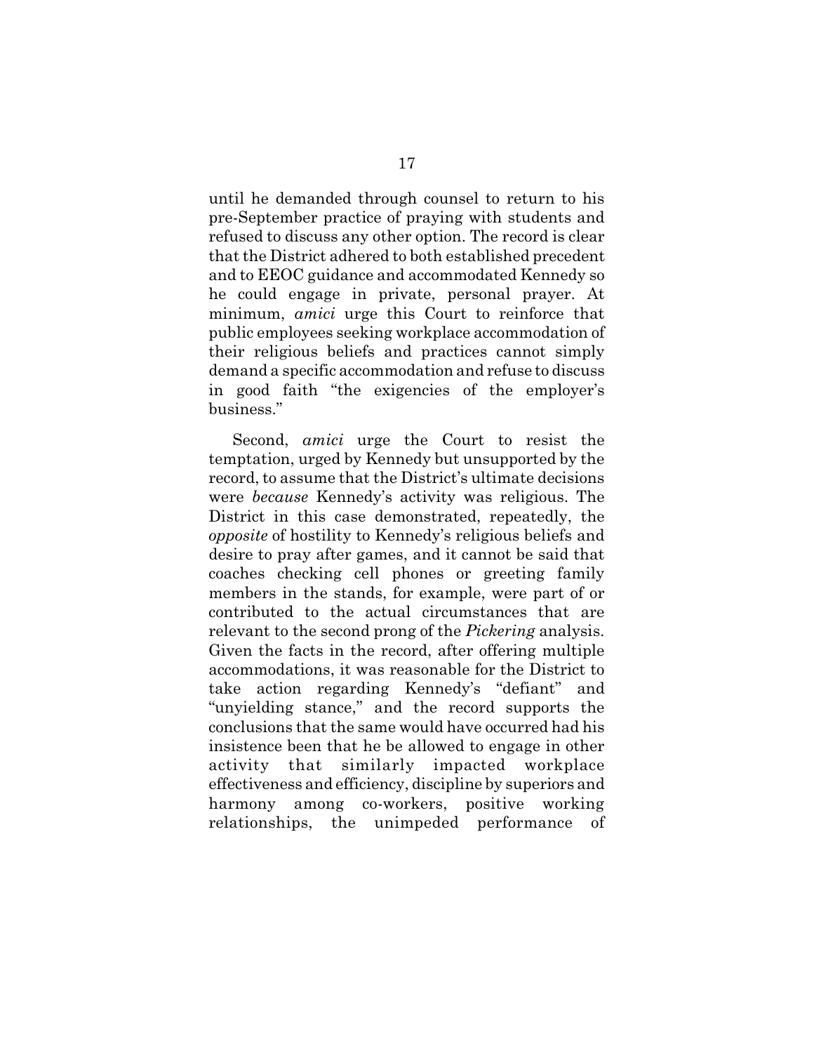until he demanded through counsel to return to his pre-September practice of praying with students and refused to discuss any other option. The record is clear that the District adhered to both established precedent and to EEOC guidance and accommodated Kennedy so he could engage in private, personal prayer. At minimum, *amici* urge this Court to reinforce that public employees seeking workplace accommodation of their religious beliefs and practices cannot simply demand a specific accommodation and refuse to discuss in good faith "the exigencies of the employer's business."

Second, *amici* urge the Court to resist the temptation, urged by Kennedy but unsupported by the record, to assume that the District's ultimate decisions were *because* Kennedy's activity was religious. The District in this case demonstrated, repeatedly, the *opposite* of hostility to Kennedy's religious beliefs and desire to pray after games, and it cannot be said that coaches checking cell phones or greeting family members in the stands, for example, were part of or contributed to the actual circumstances that are relevant to the second prong of the *Pickering* analysis. Given the facts in the record, after offering multiple accommodations, it was reasonable for the District to take action regarding Kennedy's "defiant" and "unyielding stance," and the record supports the conclusions that the same would have occurred had his insistence been that he be allowed to engage in other activity that similarly impacted workplace effectiveness and efficiency, discipline by superiors and harmony among co-workers, positive working relationships, the unimpeded performance of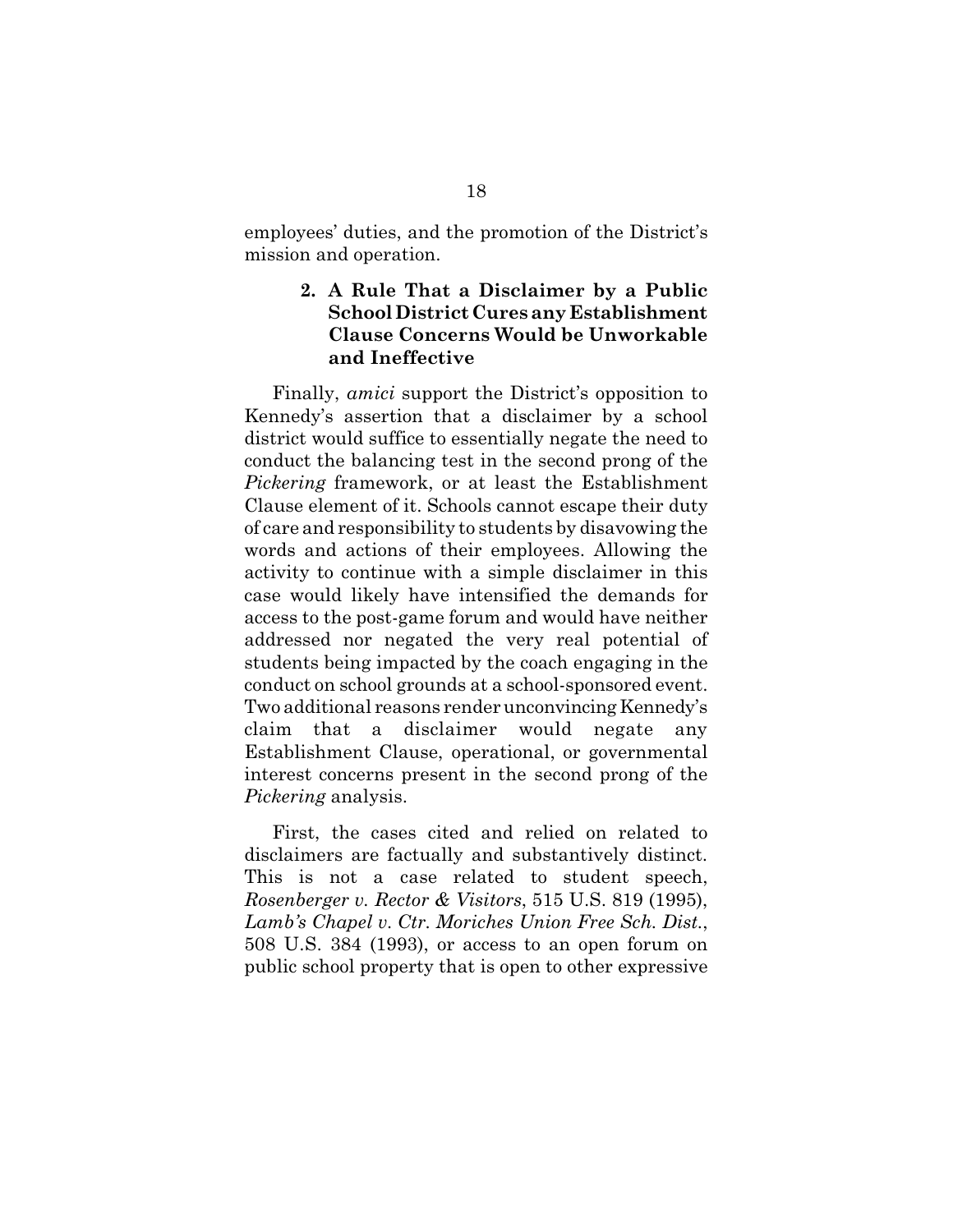employees' duties, and the promotion of the District's mission and operation.

### 2. A Rule That a Disclaimer by a Public School District Cures any Establishment Clause Concerns Would be Unworkable and Ineffective

Finally, *amici* support the District's opposition to Kennedy's assertion that a disclaimer by a school district would suffice to essentially negate the need to conduct the balancing test in the second prong of the *Pickering* framework, or at least the Establishment Clause element of it. Schools cannot escape their duty of care and responsibility to students by disavowing the words and actions of their employees. Allowing the activity to continue with a simple disclaimer in this case would likely have intensified the demands for access to the post-game forum and would have neither addressed nor negated the very real potential of students being impacted by the coach engaging in the conduct on school grounds at a school-sponsored event. Two additional reasons render unconvincing Kennedy's claim that a disclaimer would negate any Establishment Clause, operational, or governmental interest concerns present in the second prong of the *Pickering* analysis.

First, the cases cited and relied on related to disclaimers are factually and substantively distinct. This is not a case related to student speech, *Rosenberger v. Rector & Visitors*, 515 U.S. 819 (1995), *Lamb's Chapel v. Ctr. Moriches Union Free Sch. Dist.*, 508 U.S. 384 (1993), or access to an open forum on public school property that is open to other expressive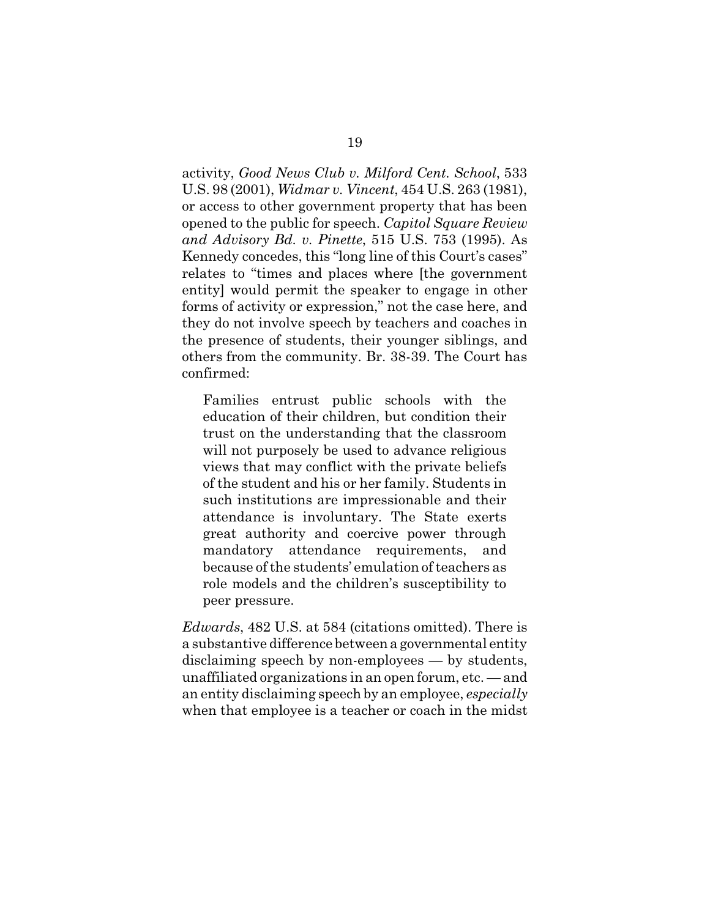activity, *Good News Club v. Milford Cent. School*, 533 U.S. 98 (2001), *Widmar v. Vincent*, 454 U.S. 263 (1981), or access to other government property that has been opened to the public for speech. *Capitol Square Review and Advisory Bd. v. Pinette*, 515 U.S. 753 (1995). As Kennedy concedes, this "long line of this Court's cases" relates to "times and places where [the government entity] would permit the speaker to engage in other forms of activity or expression," not the case here, and they do not involve speech by teachers and coaches in the presence of students, their younger siblings, and others from the community. Br. 38-39. The Court has confirmed:

> Families entrust public schools with the education of their children, but condition their trust on the understanding that the classroom will not purposely be used to advance religious views that may conflict with the private beliefs of the student and his or her family. Students in such institutions are impressionable and their attendance is involuntary. The State exerts great authority and coercive power through mandatory attendance requirements, and because of the students' emulation of teachers as role models and the children's susceptibility to peer pressure.

*Edwards*, 482 U.S. at 584 (citations omitted). There is a substantive difference between a governmental entity disclaiming speech by non-employees — by students, unaffiliated organizations in an open forum, etc. — and an entity disclaiming speech by an employee, *especially* when that employee is a teacher or coach in the midst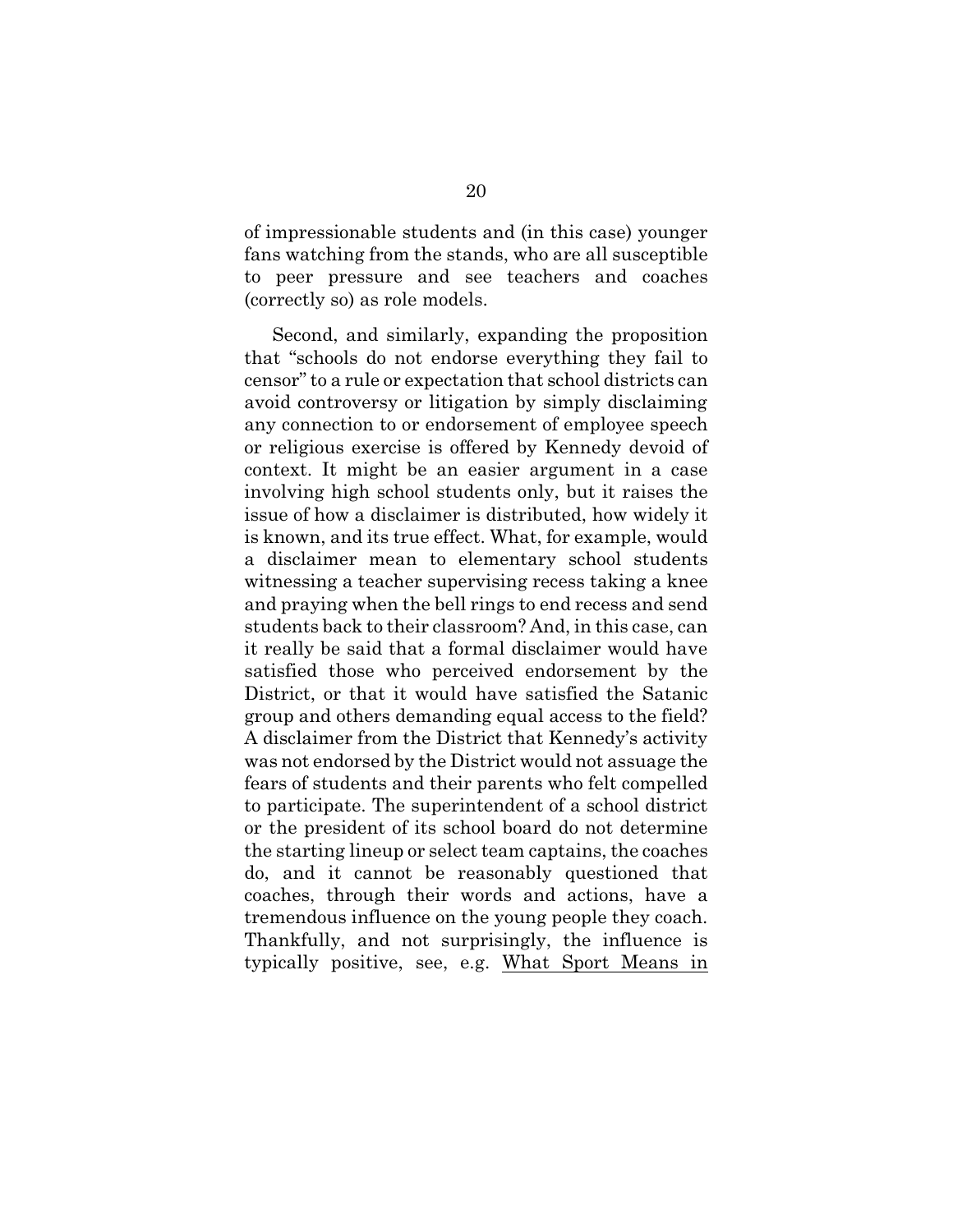of impressionable students and (in this case) younger fans watching from the stands, who are all susceptible to peer pressure and see teachers and coaches (correctly so) as role models.

Second, and similarly, expanding the proposition that "schools do not endorse everything they fail to censor" to a rule or expectation that school districts can avoid controversy or litigation by simply disclaiming any connection to or endorsement of employee speech or religious exercise is offered by Kennedy devoid of context. It might be an easier argument in a case involving high school students only, but it raises the issue of how a disclaimer is distributed, how widely it is known, and its true effect. What, for example, would a disclaimer mean to elementary school students witnessing a teacher supervising recess taking a knee and praying when the bell rings to end recess and send students back to their classroom? And, in this case, can it really be said that a formal disclaimer would have satisfied those who perceived endorsement by the District, or that it would have satisfied the Satanic group and others demanding equal access to the field? A disclaimer from the District that Kennedy's activity was not endorsed by the District would not assuage the fears of students and their parents who felt compelled to participate. The superintendent of a school district or the president of its school board do not determine the starting lineup or select team captains, the coaches do, and it cannot be reasonably questioned that coaches, through their words and actions, have a tremendous influence on the young people they coach. Thankfully, and not surprisingly, the influence is typically positive, see, e.g. <u>What Sport Means in</u>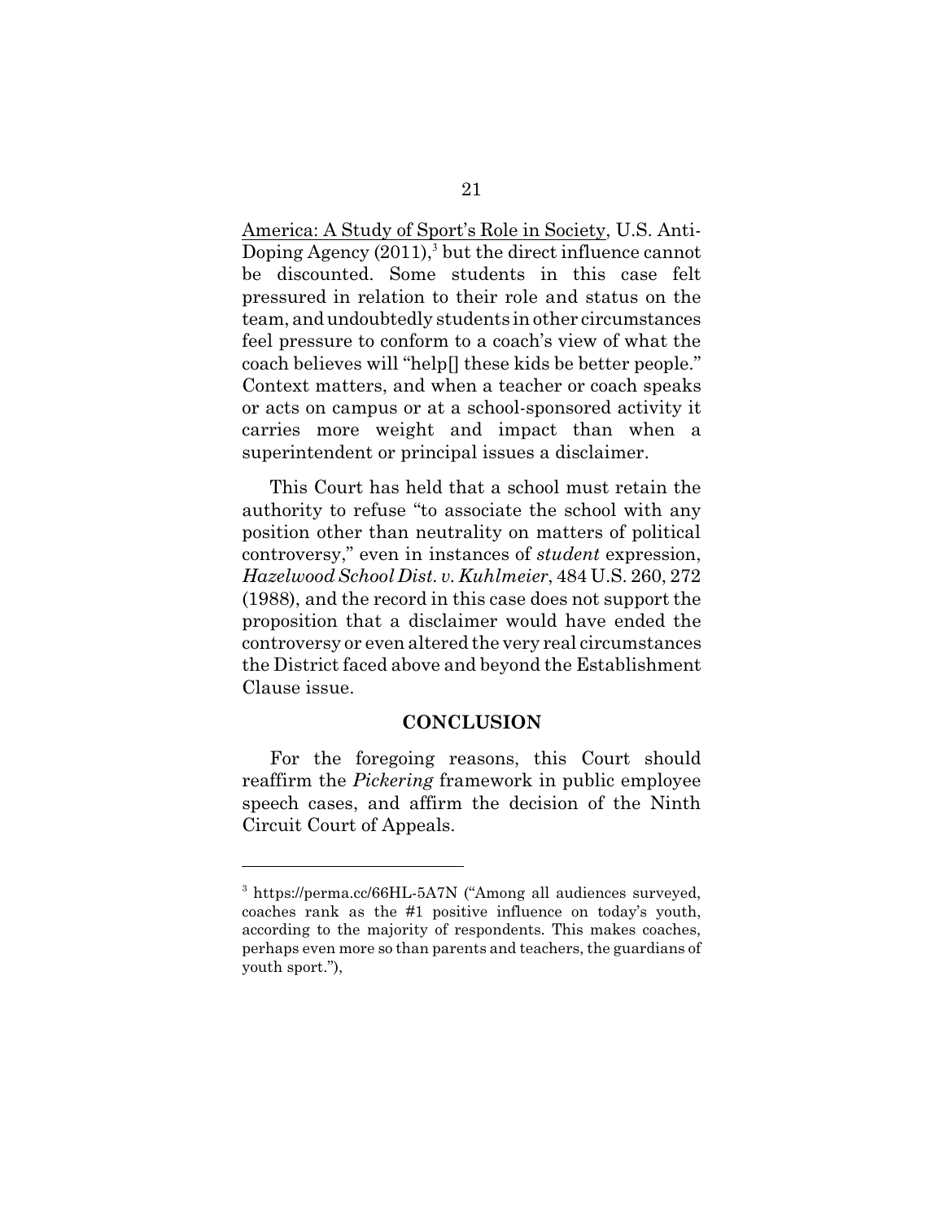America: A Study of Sport's Role in Society, U.S. Anti-Doping Agency (2011),[3] but the direct influence cannot be discounted. Some students in this case felt pressured in relation to their role and status on the team, and undoubtedly students in other circumstances feel pressure to conform to a coach's view of what the coach believes will "help[] these kids be better people." Context matters, and when a teacher or coach speaks or acts on campus or at a school-sponsored activity it carries more weight and impact than when a superintendent or principal issues a disclaimer.

This Court has held that a school must retain the authority to refuse "to associate the school with any position other than neutrality on matters of political controversy," even in instances of *student* expression, *Hazelwood School Dist. v. Kuhlmeier*, 484 U.S. 260, 272 (1988), and the record in this case does not support the proposition that a disclaimer would have ended the controversy or even altered the very real circumstances the District faced above and beyond the Establishment Clause issue.

## CONCLUSION

For the foregoing reasons, this Court should reaffirm the *Pickering* framework in public employee speech cases, and affirm the decision of the Ninth Circuit Court of Appeals.

---

[3] https://perma.cc/66HL-5A7N ("Among all audiences surveyed, coaches rank as the #1 positive influence on today's youth, according to the majority of respondents. This makes coaches, perhaps even more so than parents and teachers, the guardians of youth sport."),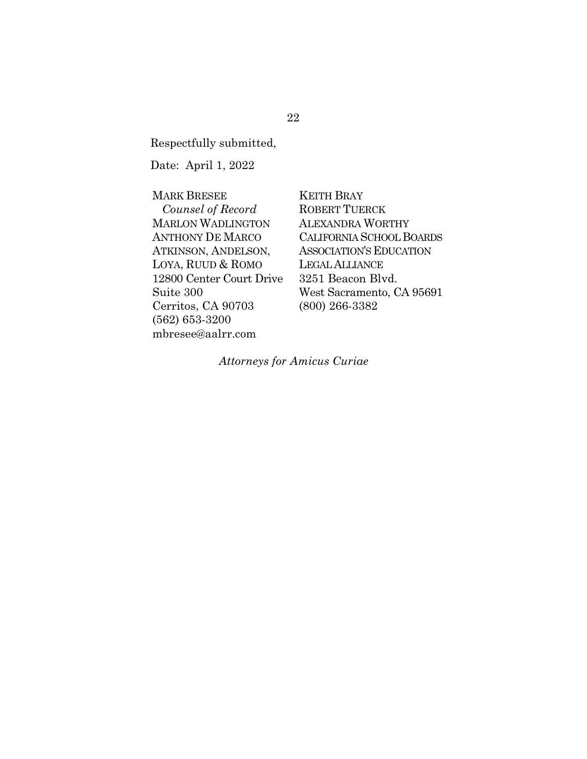Respectfully submitted,

Date: April 1, 2022

MARK BRESEE
*Counsel of Record*
MARLON WADLINGTON
ANTHONY DE MARCO
ATKINSON, ANDELSON, LOYA, RUUD & ROMO
12800 Center Court Drive
Suite 300
Cerritos, CA 90703
(562) 653-3200
mbresee@aalrr.com

KEITH BRAY
ROBERT TUERCK
ALEXANDRA WORTHY
CALIFORNIA SCHOOL BOARDS ASSOCIATION'S EDUCATION LEGAL ALLIANCE
3251 Beacon Blvd.
West Sacramento, CA 95691
(800) 266-3382

*Attorneys for Amicus Curiae*